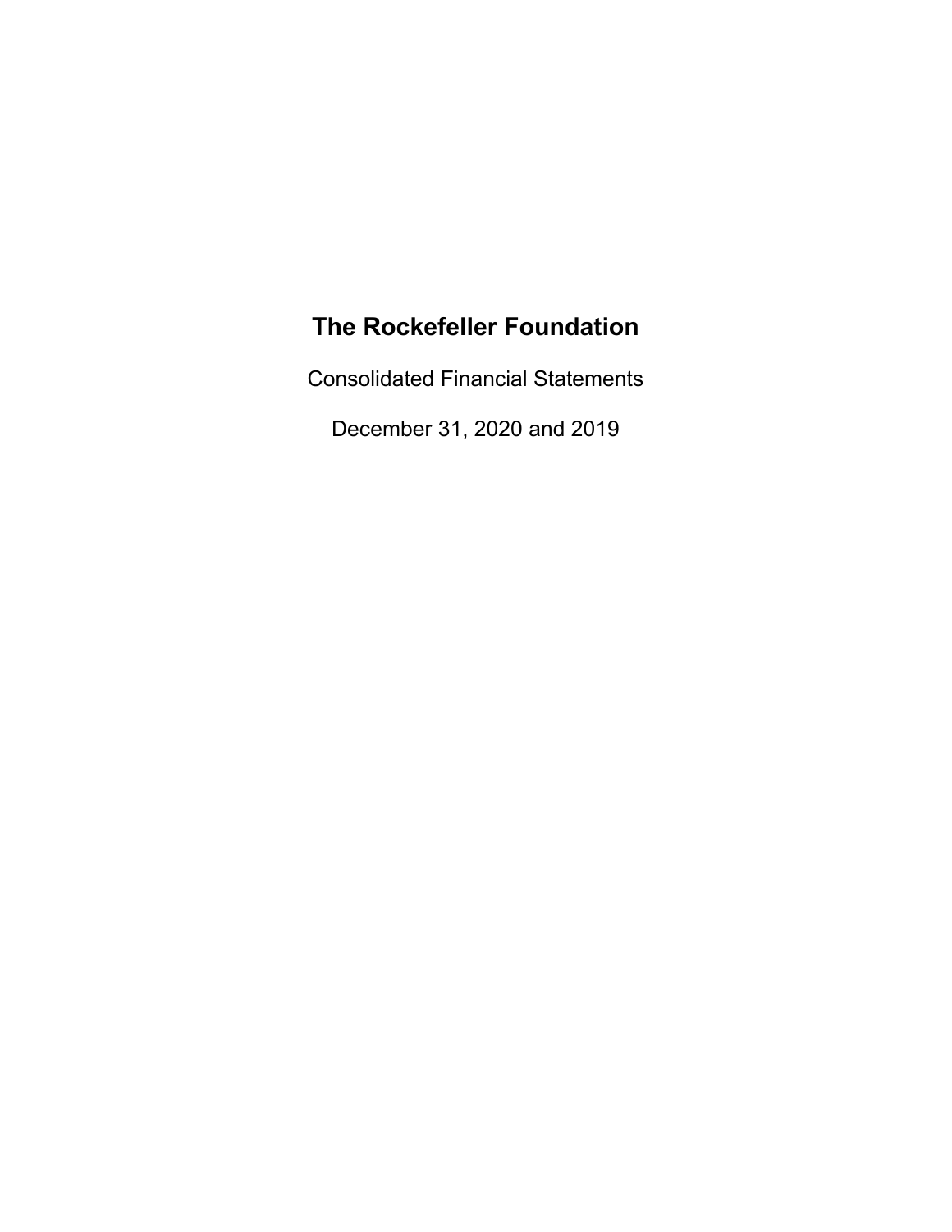# The Rockefeller Foundation

Consolidated Financial Statements

December 31, 2020 and 2019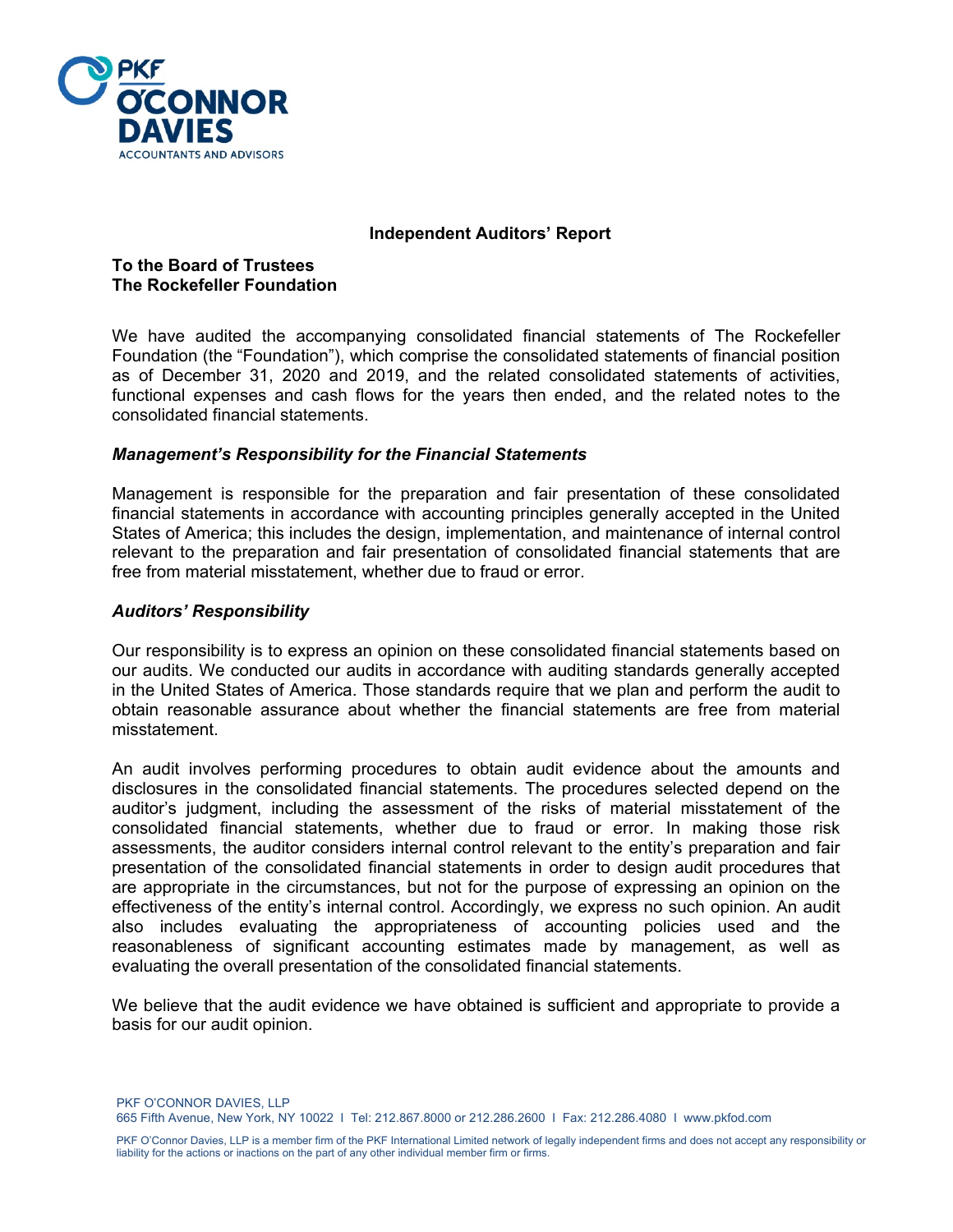PKF O'CONNOR DAVIES
ACCOUNTANTS AND ADVISORS

## Independent Auditors' Report

**To the Board of Trustees**
**The Rockefeller Foundation**

We have audited the accompanying consolidated financial statements of The Rockefeller Foundation (the "Foundation"), which comprise the consolidated statements of financial position as of December 31, 2020 and 2019, and the related consolidated statements of activities, functional expenses and cash flows for the years then ended, and the related notes to the consolidated financial statements.

### *Management's Responsibility for the Financial Statements*

Management is responsible for the preparation and fair presentation of these consolidated financial statements in accordance with accounting principles generally accepted in the United States of America; this includes the design, implementation, and maintenance of internal control relevant to the preparation and fair presentation of consolidated financial statements that are free from material misstatement, whether due to fraud or error.

### *Auditors' Responsibility*

Our responsibility is to express an opinion on these consolidated financial statements based on our audits. We conducted our audits in accordance with auditing standards generally accepted in the United States of America. Those standards require that we plan and perform the audit to obtain reasonable assurance about whether the financial statements are free from material misstatement.

An audit involves performing procedures to obtain audit evidence about the amounts and disclosures in the consolidated financial statements. The procedures selected depend on the auditor's judgment, including the assessment of the risks of material misstatement of the consolidated financial statements, whether due to fraud or error. In making those risk assessments, the auditor considers internal control relevant to the entity's preparation and fair presentation of the consolidated financial statements in order to design audit procedures that are appropriate in the circumstances, but not for the purpose of expressing an opinion on the effectiveness of the entity's internal control. Accordingly, we express no such opinion. An audit also includes evaluating the appropriateness of accounting policies used and the reasonableness of significant accounting estimates made by management, as well as evaluating the overall presentation of the consolidated financial statements.

We believe that the audit evidence we have obtained is sufficient and appropriate to provide a basis for our audit opinion.

PKF O'CONNOR DAVIES, LLP
665 Fifth Avenue, New York, NY 10022 I Tel: 212.867.8000 or 212.286.2600 I Fax: 212.286.4080 I www.pkfod.com

PKF O'Connor Davies, LLP is a member firm of the PKF International Limited network of legally independent firms and does not accept any responsibility or liability for the actions or inactions on the part of any other individual member firm or firms.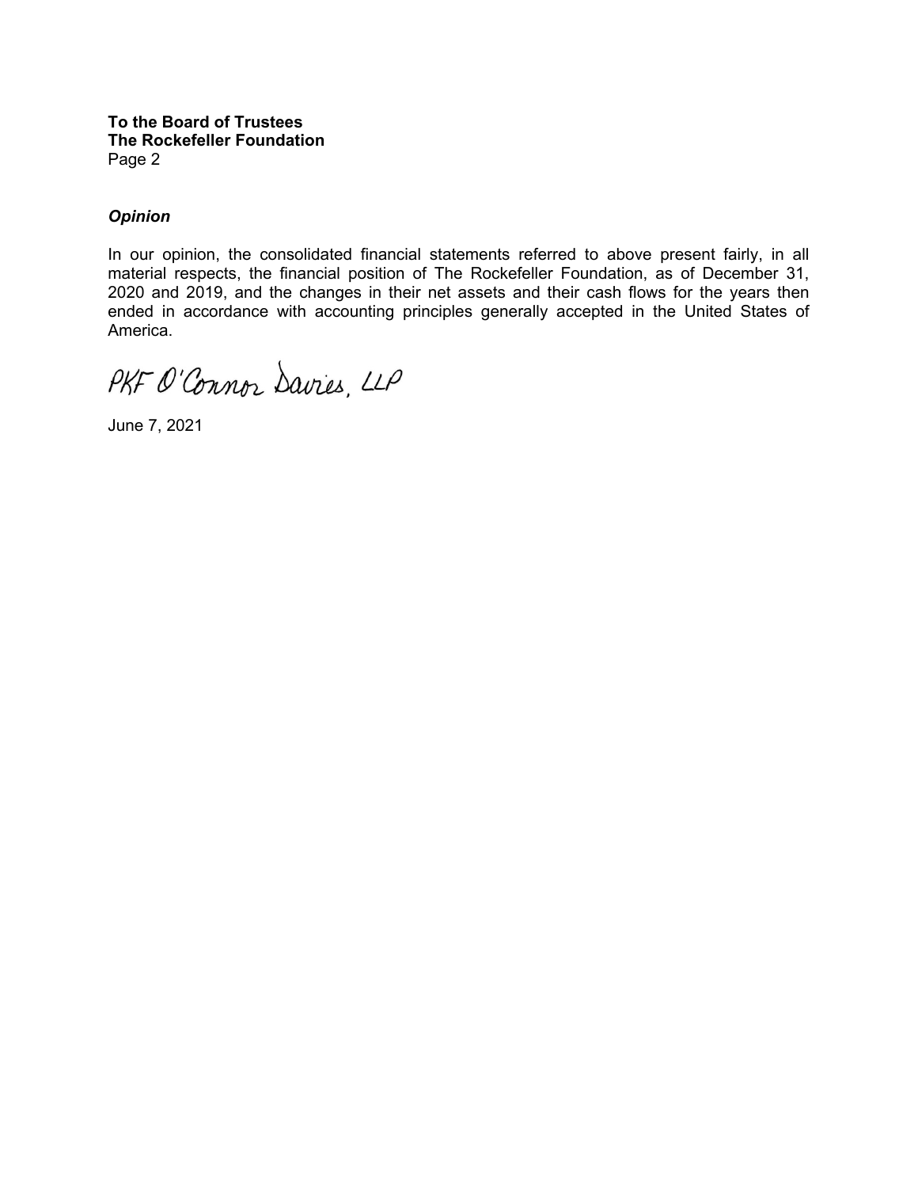**To the Board of Trustees**
**The Rockefeller Foundation**
Page 2

***Opinion***

In our opinion, the consolidated financial statements referred to above present fairly, in all material respects, the financial position of The Rockefeller Foundation, as of December 31, 2020 and 2019, and the changes in their net assets and their cash flows for the years then ended in accordance with accounting principles generally accepted in the United States of America.

PKF O'Connor Davies, LLP

June 7, 2021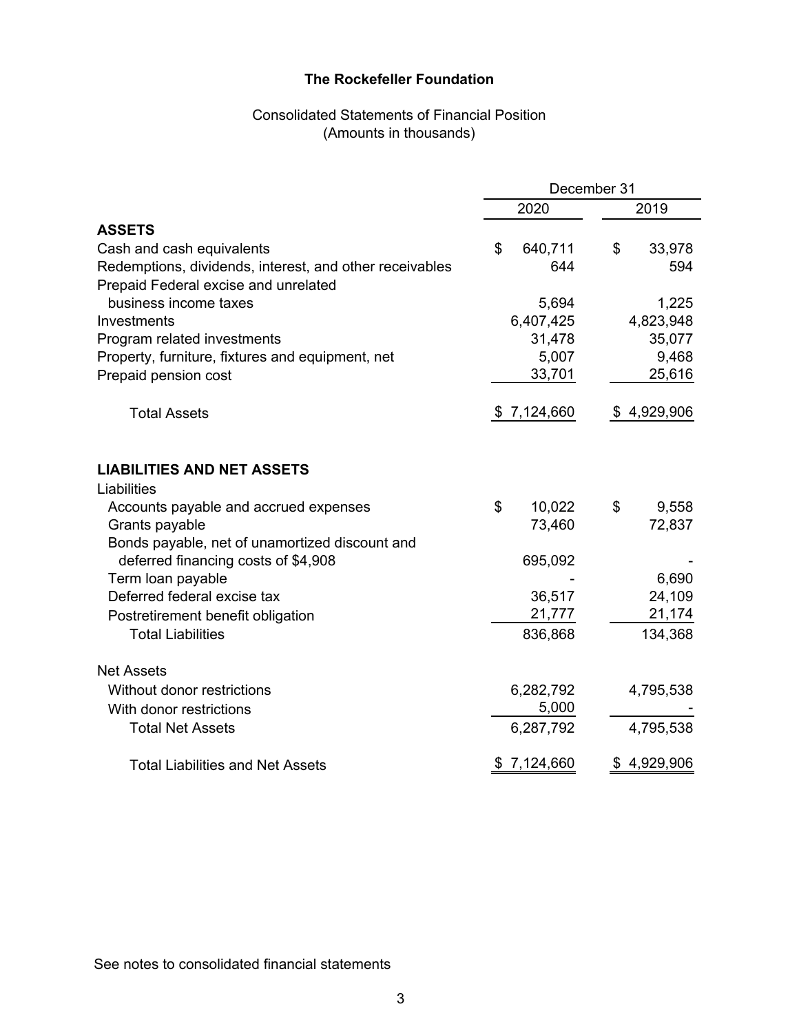# The Rockefeller Foundation

Consolidated Statements of Financial Position
(Amounts in thousands)

| | December 31 | |
|---|---|---|
| | 2020 | 2019 |
| **ASSETS** | | |
| Cash and cash equivalents | $ 640,711 | $ 33,978 |
| Redemptions, dividends, interest, and other receivables | 644 | 594 |
| Prepaid Federal excise and unrelated business income taxes | 5,694 | 1,225 |
| Investments | 6,407,425 | 4,823,948 |
| Program related investments | 31,478 | 35,077 |
| Property, furniture, fixtures and equipment, net | 5,007 | 9,468 |
| Prepaid pension cost | 33,701 | 25,616 |
| Total Assets | $ 7,124,660 | $ 4,929,906 |
| **LIABILITIES AND NET ASSETS** | | |
| Liabilities | | |
| Accounts payable and accrued expenses | $ 10,022 | $ 9,558 |
| Grants payable | 73,460 | 72,837 |
| Bonds payable, net of unamortized discount and deferred financing costs of $4,908 | 695,092 | - |
| Term loan payable | - | 6,690 |
| Deferred federal excise tax | 36,517 | 24,109 |
| Postretirement benefit obligation | 21,777 | 21,174 |
| Total Liabilities | 836,868 | 134,368 |
| Net Assets | | |
| Without donor restrictions | 6,282,792 | 4,795,538 |
| With donor restrictions | 5,000 | - |
| Total Net Assets | 6,287,792 | 4,795,538 |
| Total Liabilities and Net Assets | $ 7,124,660 | $ 4,929,906 |

See notes to consolidated financial statements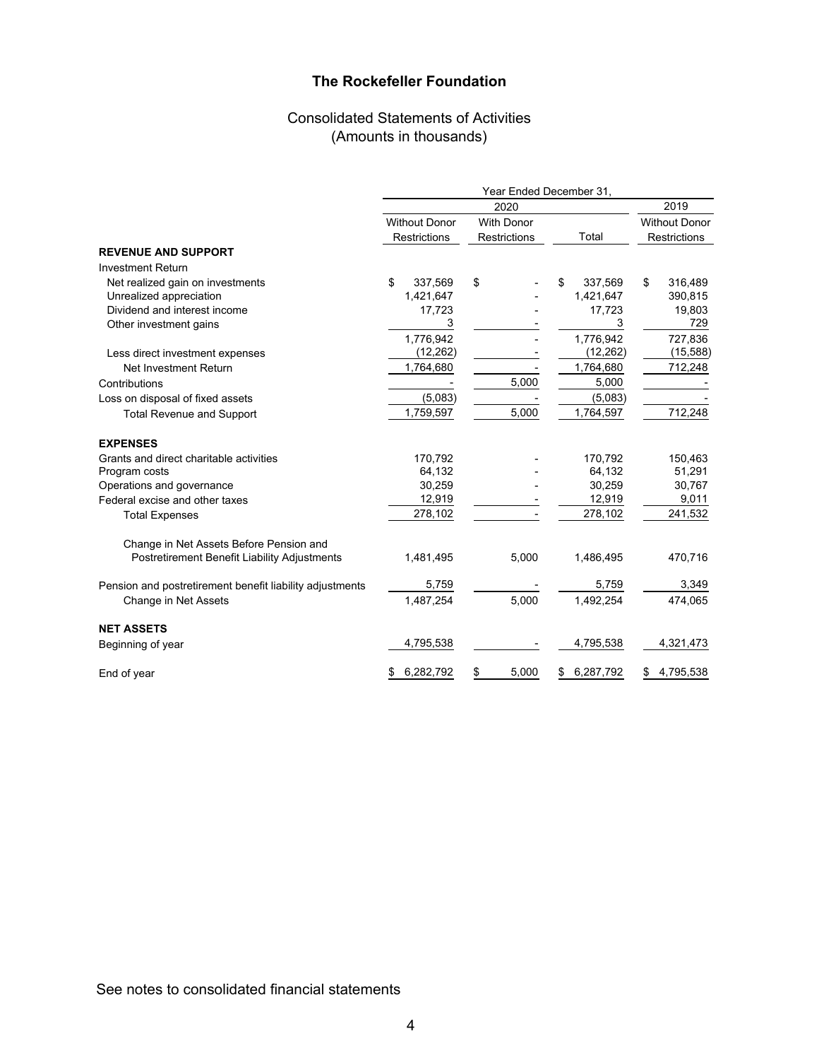# The Rockefeller Foundation

## Consolidated Statements of Activities
(Amounts in thousands)

| | Year Ended December 31, | | | |
|---|---|---|---|---|
| | 2020 | | | 2019 |
| | Without Donor Restrictions | With Donor Restrictions | Total | Without Donor Restrictions |
| **REVENUE AND SUPPORT** | | | | |
| Investment Return | | | | |
| Net realized gain on investments | $ 337,569 | $ - | $ 337,569 | $ 316,489 |
| Unrealized appreciation | 1,421,647 | - | 1,421,647 | 390,815 |
| Dividend and interest income | 17,723 | - | 17,723 | 19,803 |
| Other investment gains | 3 | - | 3 | 729 |
| | 1,776,942 | - | 1,776,942 | 727,836 |
| Less direct investment expenses | (12,262) | - | (12,262) | (15,588) |
| Net Investment Return | 1,764,680 | - | 1,764,680 | 712,248 |
| Contributions | - | 5,000 | 5,000 | - |
| Loss on disposal of fixed assets | (5,083) | - | (5,083) | - |
| Total Revenue and Support | 1,759,597 | 5,000 | 1,764,597 | 712,248 |
| **EXPENSES** | | | | |
| Grants and direct charitable activities | 170,792 | - | 170,792 | 150,463 |
| Program costs | 64,132 | - | 64,132 | 51,291 |
| Operations and governance | 30,259 | - | 30,259 | 30,767 |
| Federal excise and other taxes | 12,919 | - | 12,919 | 9,011 |
| Total Expenses | 278,102 | - | 278,102 | 241,532 |
| Change in Net Assets Before Pension and Postretirement Benefit Liability Adjustments | 1,481,495 | 5,000 | 1,486,495 | 470,716 |
| Pension and postretirement benefit liability adjustments | 5,759 | - | 5,759 | 3,349 |
| Change in Net Assets | 1,487,254 | 5,000 | 1,492,254 | 474,065 |
| **NET ASSETS** | | | | |
| Beginning of year | 4,795,538 | - | 4,795,538 | 4,321,473 |
| End of year | $ 6,282,792 | $ 5,000 | $ 6,287,792 | $ 4,795,538 |

See notes to consolidated financial statements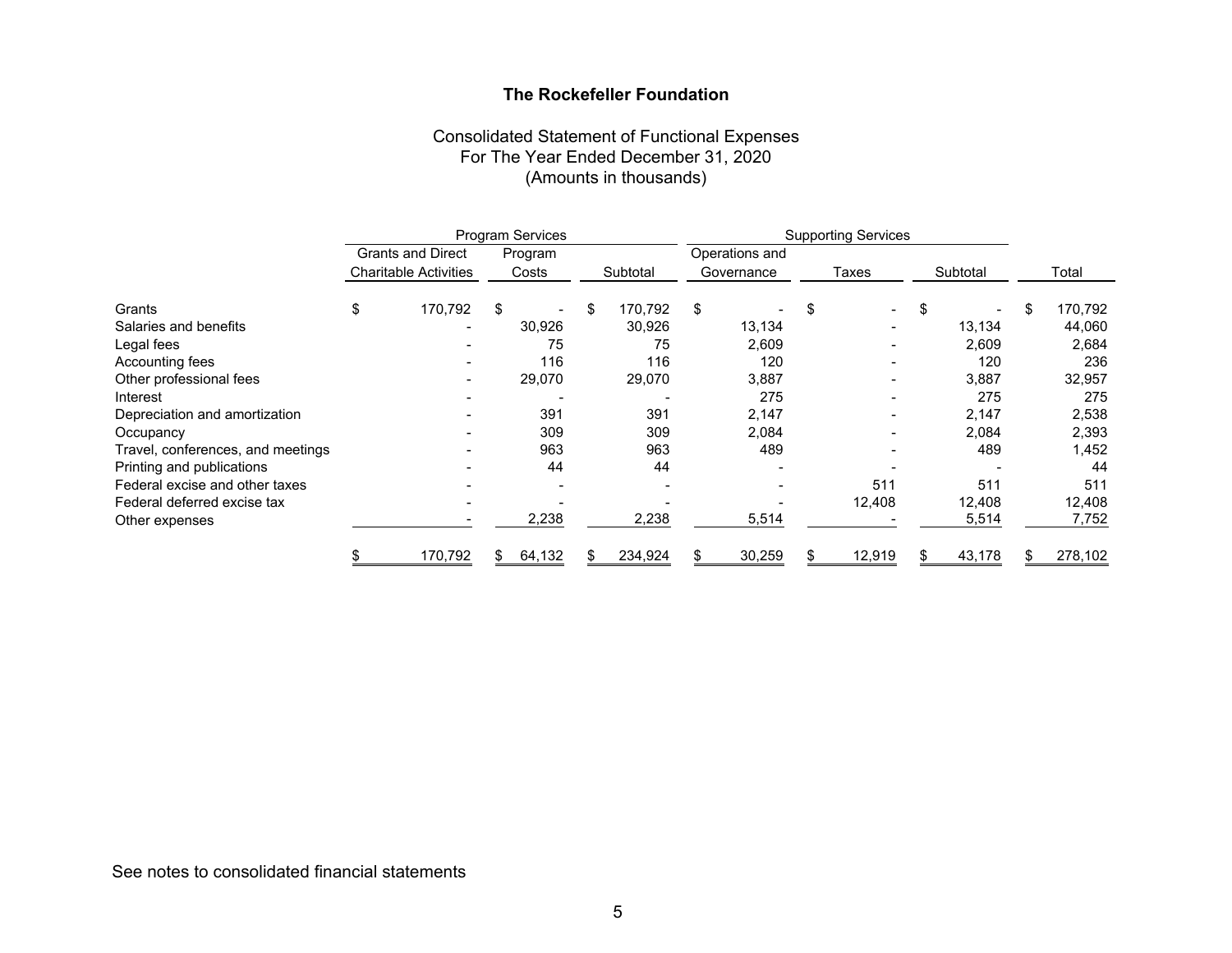# The Rockefeller Foundation

## Consolidated Statement of Functional Expenses
For The Year Ended December 31, 2020
(Amounts in thousands)

| | Program Services | | | Supporting Services | | | |
|---|---|---|---|---|---|---|---|
| | Grants and Direct Charitable Activities | Program Costs | Subtotal | Operations and Governance | Taxes | Subtotal | Total |
| Grants | $ 170,792 | $ - | $ 170,792 | $ - | $ - | $ - | $ 170,792 |
| Salaries and benefits | - | 30,926 | 30,926 | 13,134 | - | 13,134 | 44,060 |
| Legal fees | - | 75 | 75 | 2,609 | - | 2,609 | 2,684 |
| Accounting fees | - | 116 | 116 | 120 | - | 120 | 236 |
| Other professional fees | - | 29,070 | 29,070 | 3,887 | - | 3,887 | 32,957 |
| Interest | - | - | - | 275 | - | 275 | 275 |
| Depreciation and amortization | - | 391 | 391 | 2,147 | - | 2,147 | 2,538 |
| Occupancy | - | 309 | 309 | 2,084 | - | 2,084 | 2,393 |
| Travel, conferences, and meetings | - | 963 | 963 | 489 | - | 489 | 1,452 |
| Printing and publications | - | 44 | 44 | - | - | - | 44 |
| Federal excise and other taxes | - | - | - | - | 511 | 511 | 511 |
| Federal deferred excise tax | - | - | - | - | 12,408 | 12,408 | 12,408 |
| Other expenses | - | 2,238 | 2,238 | 5,514 | - | 5,514 | 7,752 |
| | $ 170,792 | $ 64,132 | $ 234,924 | $ 30,259 | $ 12,919 | $ 43,178 | $ 278,102 |

See notes to consolidated financial statements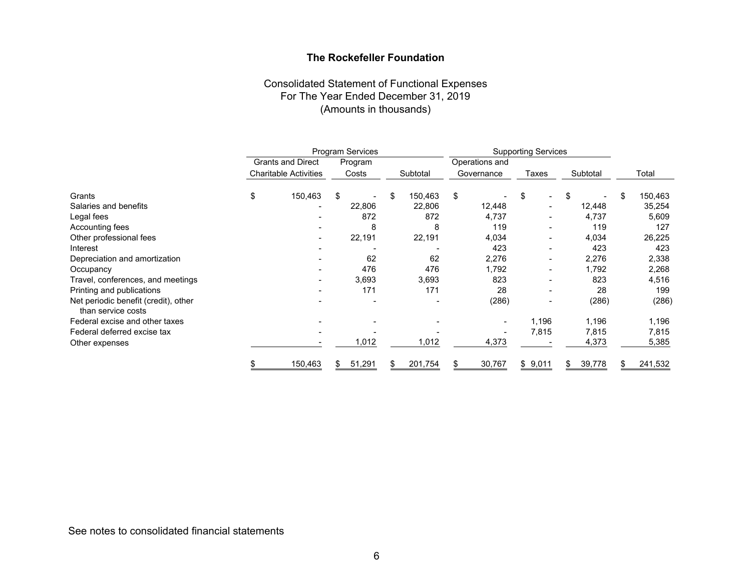# The Rockefeller Foundation

Consolidated Statement of Functional Expenses
For The Year Ended December 31, 2019
(Amounts in thousands)

| | Program Services | | | Supporting Services | | | |
|---|---|---|---|---|---|---|---|
| | Grants and Direct Charitable Activities | Program Costs | Subtotal | Operations and Governance | Taxes | Subtotal | Total |
| Grants | $ 150,463 | $ - | $ 150,463 | $ - | $ - | $ - | $ 150,463 |
| Salaries and benefits | - | 22,806 | 22,806 | 12,448 | - | 12,448 | 35,254 |
| Legal fees | - | 872 | 872 | 4,737 | - | 4,737 | 5,609 |
| Accounting fees | - | 8 | 8 | 119 | - | 119 | 127 |
| Other professional fees | - | 22,191 | 22,191 | 4,034 | - | 4,034 | 26,225 |
| Interest | - | - | - | 423 | - | 423 | 423 |
| Depreciation and amortization | - | 62 | 62 | 2,276 | - | 2,276 | 2,338 |
| Occupancy | - | 476 | 476 | 1,792 | - | 1,792 | 2,268 |
| Travel, conferences, and meetings | - | 3,693 | 3,693 | 823 | - | 823 | 4,516 |
| Printing and publications | - | 171 | 171 | 28 | - | 28 | 199 |
| Net periodic benefit (credit), other than service costs | - | - | - | (286) | - | (286) | (286) |
| Federal excise and other taxes | - | - | - | - | 1,196 | 1,196 | 1,196 |
| Federal deferred excise tax | - | - | - | - | 7,815 | 7,815 | 7,815 |
| Other expenses | - | 1,012 | 1,012 | 4,373 | - | 4,373 | 5,385 |
| | $ 150,463 | $ 51,291 | $ 201,754 | $ 30,767 | $ 9,011 | $ 39,778 | $ 241,532 |

See notes to consolidated financial statements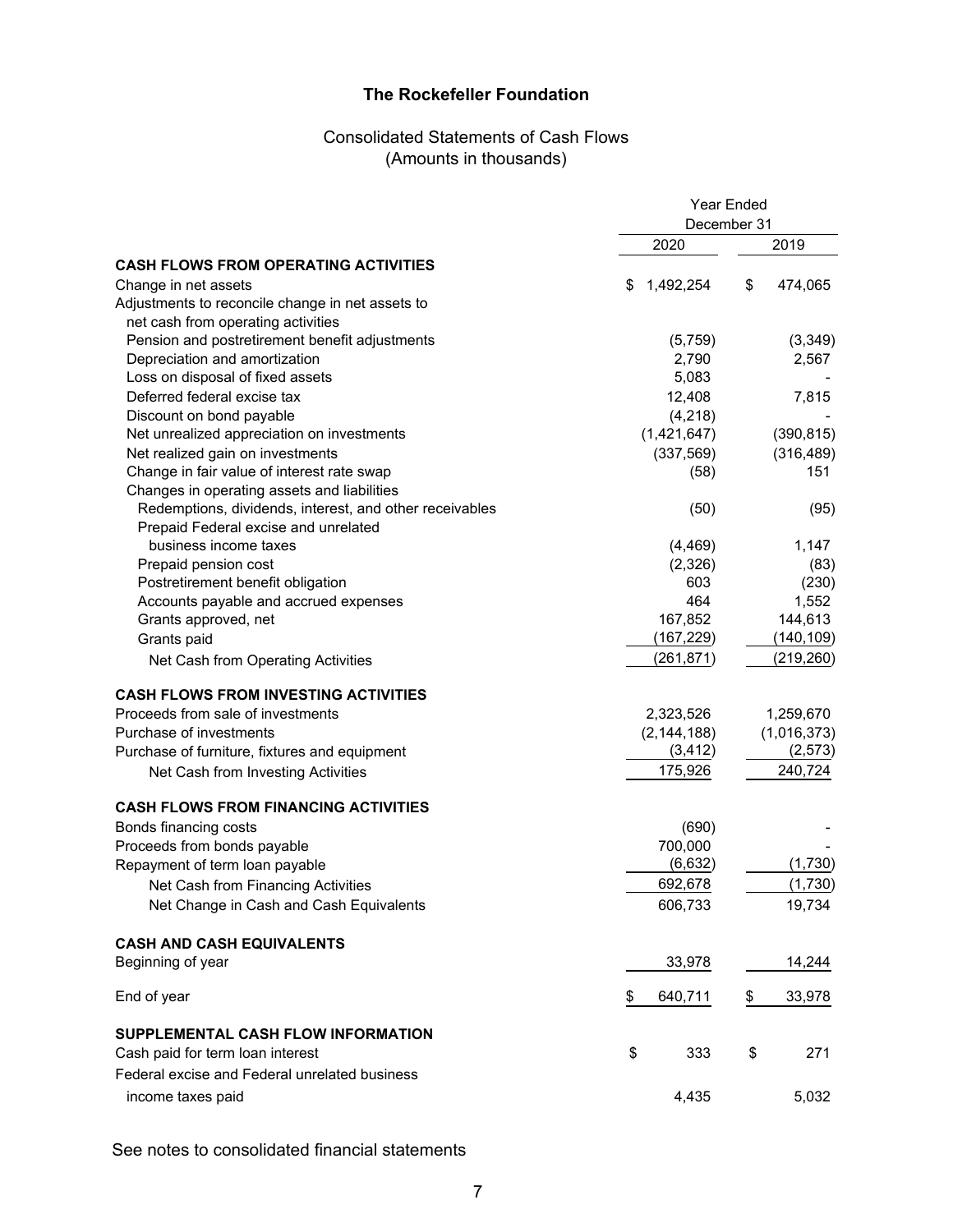# The Rockefeller Foundation

## Consolidated Statements of Cash Flows
(Amounts in thousands)

| | Year Ended December 31 | |
|---|---|---|
| | 2020 | 2019 |
| **CASH FLOWS FROM OPERATING ACTIVITIES** | | |
| Change in net assets | $ 1,492,254 | $ 474,065 |
| Adjustments to reconcile change in net assets to net cash from operating activities | | |
| Pension and postretirement benefit adjustments | (5,759) | (3,349) |
| Depreciation and amortization | 2,790 | 2,567 |
| Loss on disposal of fixed assets | 5,083 | - |
| Deferred federal excise tax | 12,408 | 7,815 |
| Discount on bond payable | (4,218) | - |
| Net unrealized appreciation on investments | (1,421,647) | (390,815) |
| Net realized gain on investments | (337,569) | (316,489) |
| Change in fair value of interest rate swap | (58) | 151 |
| Changes in operating assets and liabilities | | |
| Redemptions, dividends, interest, and other receivables | (50) | (95) |
| Prepaid Federal excise and unrelated business income taxes | (4,469) | 1,147 |
| Prepaid pension cost | (2,326) | (83) |
| Postretirement benefit obligation | 603 | (230) |
| Accounts payable and accrued expenses | 464 | 1,552 |
| Grants approved, net | 167,852 | 144,613 |
| Grants paid | (167,229) | (140,109) |
| Net Cash from Operating Activities | (261,871) | (219,260) |
| **CASH FLOWS FROM INVESTING ACTIVITIES** | | |
| Proceeds from sale of investments | 2,323,526 | 1,259,670 |
| Purchase of investments | (2,144,188) | (1,016,373) |
| Purchase of furniture, fixtures and equipment | (3,412) | (2,573) |
| Net Cash from Investing Activities | 175,926 | 240,724 |
| **CASH FLOWS FROM FINANCING ACTIVITIES** | | |
| Bonds financing costs | (690) | - |
| Proceeds from bonds payable | 700,000 | - |
| Repayment of term loan payable | (6,632) | (1,730) |
| Net Cash from Financing Activities | 692,678 | (1,730) |
| Net Change in Cash and Cash Equivalents | 606,733 | 19,734 |
| **CASH AND CASH EQUIVALENTS** | | |
| Beginning of year | 33,978 | 14,244 |
| End of year | $ 640,711 | $ 33,978 |
| **SUPPLEMENTAL CASH FLOW INFORMATION** | | |
| Cash paid for term loan interest | $ 333 | $ 271 |
| Federal excise and Federal unrelated business income taxes paid | 4,435 | 5,032 |

See notes to consolidated financial statements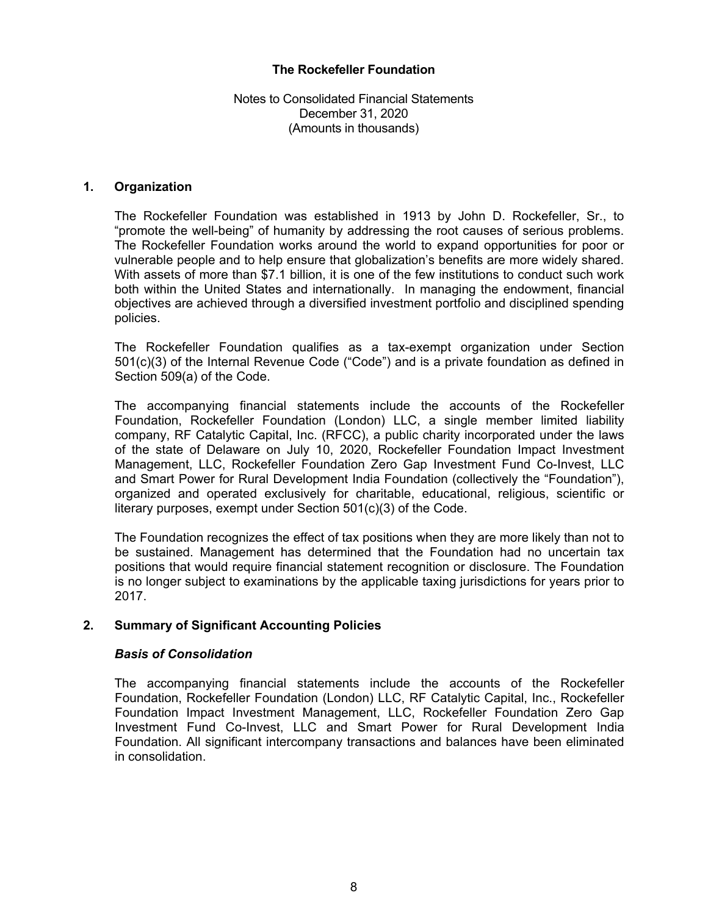# The Rockefeller Foundation

Notes to Consolidated Financial Statements
December 31, 2020
(Amounts in thousands)

## 1. Organization

The Rockefeller Foundation was established in 1913 by John D. Rockefeller, Sr., to "promote the well-being" of humanity by addressing the root causes of serious problems. The Rockefeller Foundation works around the world to expand opportunities for poor or vulnerable people and to help ensure that globalization's benefits are more widely shared. With assets of more than $7.1 billion, it is one of the few institutions to conduct such work both within the United States and internationally. In managing the endowment, financial objectives are achieved through a diversified investment portfolio and disciplined spending policies.

The Rockefeller Foundation qualifies as a tax-exempt organization under Section 501(c)(3) of the Internal Revenue Code ("Code") and is a private foundation as defined in Section 509(a) of the Code.

The accompanying financial statements include the accounts of the Rockefeller Foundation, Rockefeller Foundation (London) LLC, a single member limited liability company, RF Catalytic Capital, Inc. (RFCC), a public charity incorporated under the laws of the state of Delaware on July 10, 2020, Rockefeller Foundation Impact Investment Management, LLC, Rockefeller Foundation Zero Gap Investment Fund Co-Invest, LLC and Smart Power for Rural Development India Foundation (collectively the "Foundation"), organized and operated exclusively for charitable, educational, religious, scientific or literary purposes, exempt under Section 501(c)(3) of the Code.

The Foundation recognizes the effect of tax positions when they are more likely than not to be sustained. Management has determined that the Foundation had no uncertain tax positions that would require financial statement recognition or disclosure. The Foundation is no longer subject to examinations by the applicable taxing jurisdictions for years prior to 2017.

## 2. Summary of Significant Accounting Policies

### *Basis of Consolidation*

The accompanying financial statements include the accounts of the Rockefeller Foundation, Rockefeller Foundation (London) LLC, RF Catalytic Capital, Inc., Rockefeller Foundation Impact Investment Management, LLC, Rockefeller Foundation Zero Gap Investment Fund Co-Invest, LLC and Smart Power for Rural Development India Foundation. All significant intercompany transactions and balances have been eliminated in consolidation.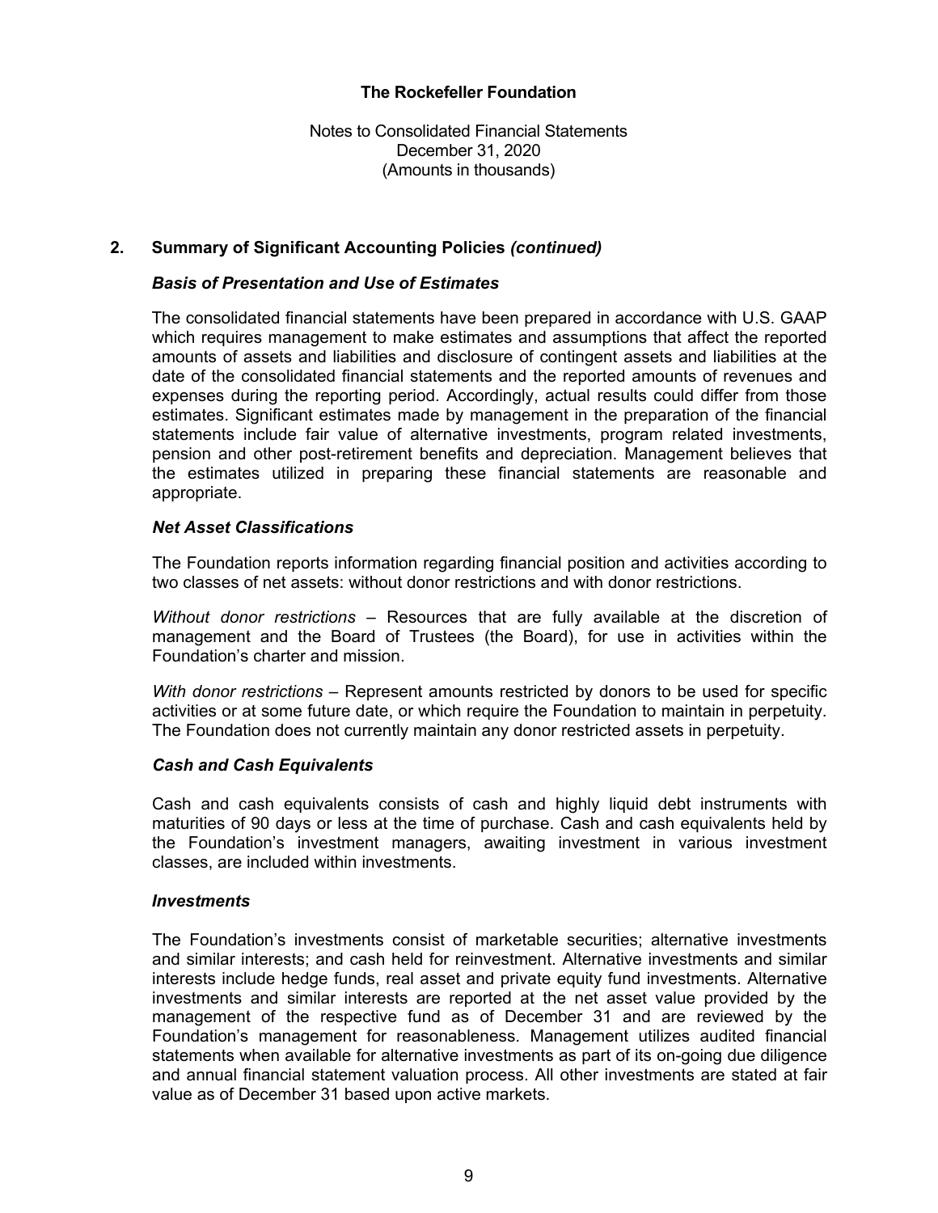## 2. Summary of Significant Accounting Policies *(continued)*

### *Basis of Presentation and Use of Estimates*

The consolidated financial statements have been prepared in accordance with U.S. GAAP which requires management to make estimates and assumptions that affect the reported amounts of assets and liabilities and disclosure of contingent assets and liabilities at the date of the consolidated financial statements and the reported amounts of revenues and expenses during the reporting period. Accordingly, actual results could differ from those estimates. Significant estimates made by management in the preparation of the financial statements include fair value of alternative investments, program related investments, pension and other post-retirement benefits and depreciation. Management believes that the estimates utilized in preparing these financial statements are reasonable and appropriate.

### *Net Asset Classifications*

The Foundation reports information regarding financial position and activities according to two classes of net assets: without donor restrictions and with donor restrictions.

*Without donor restrictions* – Resources that are fully available at the discretion of management and the Board of Trustees (the Board), for use in activities within the Foundation's charter and mission.

*With donor restrictions* – Represent amounts restricted by donors to be used for specific activities or at some future date, or which require the Foundation to maintain in perpetuity. The Foundation does not currently maintain any donor restricted assets in perpetuity.

### *Cash and Cash Equivalents*

Cash and cash equivalents consists of cash and highly liquid debt instruments with maturities of 90 days or less at the time of purchase. Cash and cash equivalents held by the Foundation's investment managers, awaiting investment in various investment classes, are included within investments.

### *Investments*

The Foundation's investments consist of marketable securities; alternative investments and similar interests; and cash held for reinvestment. Alternative investments and similar interests include hedge funds, real asset and private equity fund investments. Alternative investments and similar interests are reported at the net asset value provided by the management of the respective fund as of December 31 and are reviewed by the Foundation's management for reasonableness. Management utilizes audited financial statements when available for alternative investments as part of its on-going due diligence and annual financial statement valuation process. All other investments are stated at fair value as of December 31 based upon active markets.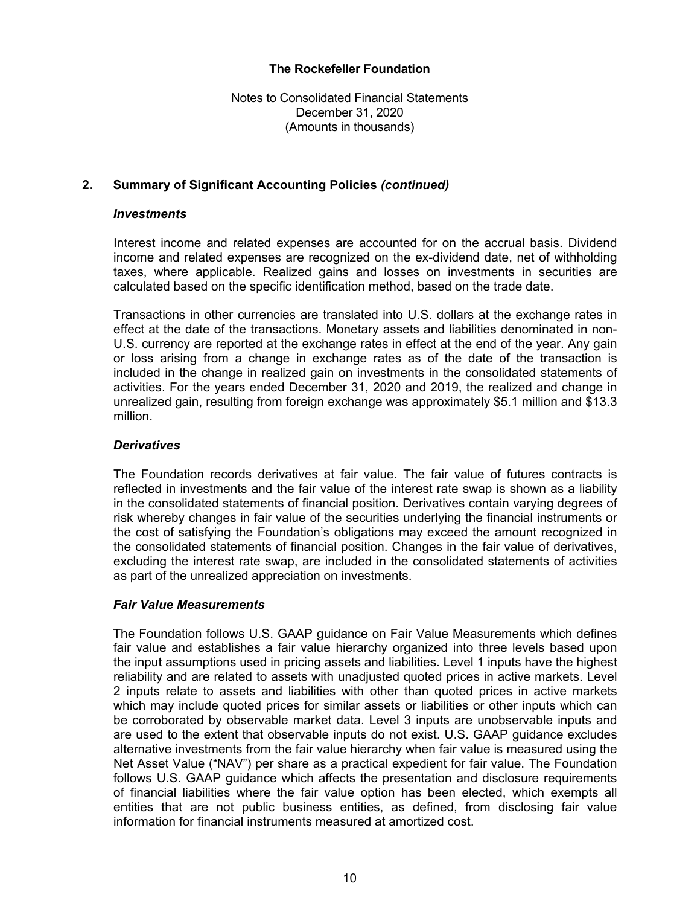## 2. Summary of Significant Accounting Policies *(continued)*

### *Investments*

Interest income and related expenses are accounted for on the accrual basis. Dividend income and related expenses are recognized on the ex-dividend date, net of withholding taxes, where applicable. Realized gains and losses on investments in securities are calculated based on the specific identification method, based on the trade date.

Transactions in other currencies are translated into U.S. dollars at the exchange rates in effect at the date of the transactions. Monetary assets and liabilities denominated in non-U.S. currency are reported at the exchange rates in effect at the end of the year. Any gain or loss arising from a change in exchange rates as of the date of the transaction is included in the change in realized gain on investments in the consolidated statements of activities. For the years ended December 31, 2020 and 2019, the realized and change in unrealized gain, resulting from foreign exchange was approximately $5.1 million and $13.3 million.

### *Derivatives*

The Foundation records derivatives at fair value. The fair value of futures contracts is reflected in investments and the fair value of the interest rate swap is shown as a liability in the consolidated statements of financial position. Derivatives contain varying degrees of risk whereby changes in fair value of the securities underlying the financial instruments or the cost of satisfying the Foundation's obligations may exceed the amount recognized in the consolidated statements of financial position. Changes in the fair value of derivatives, excluding the interest rate swap, are included in the consolidated statements of activities as part of the unrealized appreciation on investments.

### *Fair Value Measurements*

The Foundation follows U.S. GAAP guidance on Fair Value Measurements which defines fair value and establishes a fair value hierarchy organized into three levels based upon the input assumptions used in pricing assets and liabilities. Level 1 inputs have the highest reliability and are related to assets with unadjusted quoted prices in active markets. Level 2 inputs relate to assets and liabilities with other than quoted prices in active markets which may include quoted prices for similar assets or liabilities or other inputs which can be corroborated by observable market data. Level 3 inputs are unobservable inputs and are used to the extent that observable inputs do not exist. U.S. GAAP guidance excludes alternative investments from the fair value hierarchy when fair value is measured using the Net Asset Value ("NAV") per share as a practical expedient for fair value. The Foundation follows U.S. GAAP guidance which affects the presentation and disclosure requirements of financial liabilities where the fair value option has been elected, which exempts all entities that are not public business entities, as defined, from disclosing fair value information for financial instruments measured at amortized cost.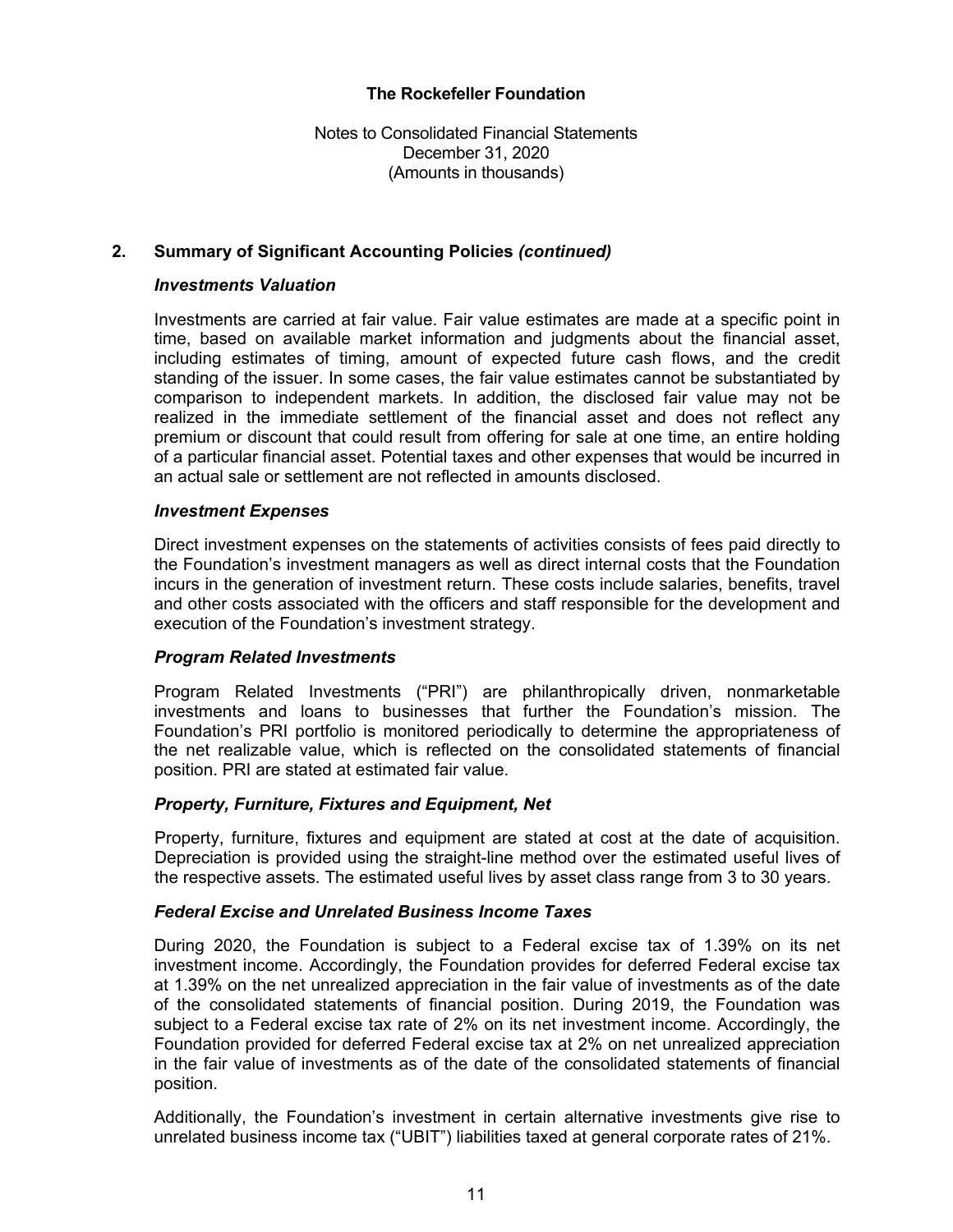## 2. Summary of Significant Accounting Policies *(continued)*

### *Investments Valuation*

Investments are carried at fair value. Fair value estimates are made at a specific point in time, based on available market information and judgments about the financial asset, including estimates of timing, amount of expected future cash flows, and the credit standing of the issuer. In some cases, the fair value estimates cannot be substantiated by comparison to independent markets. In addition, the disclosed fair value may not be realized in the immediate settlement of the financial asset and does not reflect any premium or discount that could result from offering for sale at one time, an entire holding of a particular financial asset. Potential taxes and other expenses that would be incurred in an actual sale or settlement are not reflected in amounts disclosed.

### *Investment Expenses*

Direct investment expenses on the statements of activities consists of fees paid directly to the Foundation's investment managers as well as direct internal costs that the Foundation incurs in the generation of investment return. These costs include salaries, benefits, travel and other costs associated with the officers and staff responsible for the development and execution of the Foundation's investment strategy.

### *Program Related Investments*

Program Related Investments ("PRI") are philanthropically driven, nonmarketable investments and loans to businesses that further the Foundation's mission. The Foundation's PRI portfolio is monitored periodically to determine the appropriateness of the net realizable value, which is reflected on the consolidated statements of financial position. PRI are stated at estimated fair value.

### *Property, Furniture, Fixtures and Equipment, Net*

Property, furniture, fixtures and equipment are stated at cost at the date of acquisition. Depreciation is provided using the straight-line method over the estimated useful lives of the respective assets. The estimated useful lives by asset class range from 3 to 30 years.

### *Federal Excise and Unrelated Business Income Taxes*

During 2020, the Foundation is subject to a Federal excise tax of 1.39% on its net investment income. Accordingly, the Foundation provides for deferred Federal excise tax at 1.39% on the net unrealized appreciation in the fair value of investments as of the date of the consolidated statements of financial position. During 2019, the Foundation was subject to a Federal excise tax rate of 2% on its net investment income. Accordingly, the Foundation provided for deferred Federal excise tax at 2% on net unrealized appreciation in the fair value of investments as of the date of the consolidated statements of financial position.

Additionally, the Foundation's investment in certain alternative investments give rise to unrelated business income tax ("UBIT") liabilities taxed at general corporate rates of 21%.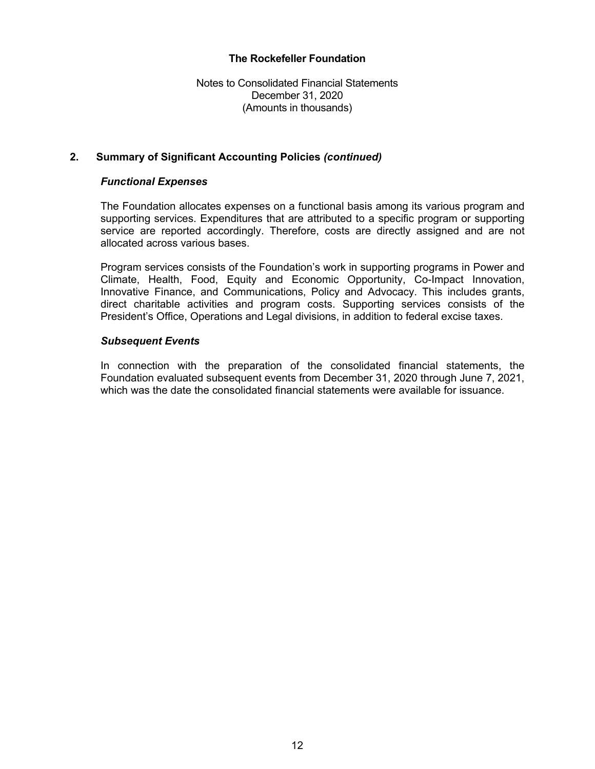## 2. Summary of Significant Accounting Policies *(continued)*

### *Functional Expenses*

The Foundation allocates expenses on a functional basis among its various program and supporting services. Expenditures that are attributed to a specific program or supporting service are reported accordingly. Therefore, costs are directly assigned and are not allocated across various bases.

Program services consists of the Foundation's work in supporting programs in Power and Climate, Health, Food, Equity and Economic Opportunity, Co-Impact Innovation, Innovative Finance, and Communications, Policy and Advocacy. This includes grants, direct charitable activities and program costs. Supporting services consists of the President's Office, Operations and Legal divisions, in addition to federal excise taxes.

### *Subsequent Events*

In connection with the preparation of the consolidated financial statements, the Foundation evaluated subsequent events from December 31, 2020 through June 7, 2021, which was the date the consolidated financial statements were available for issuance.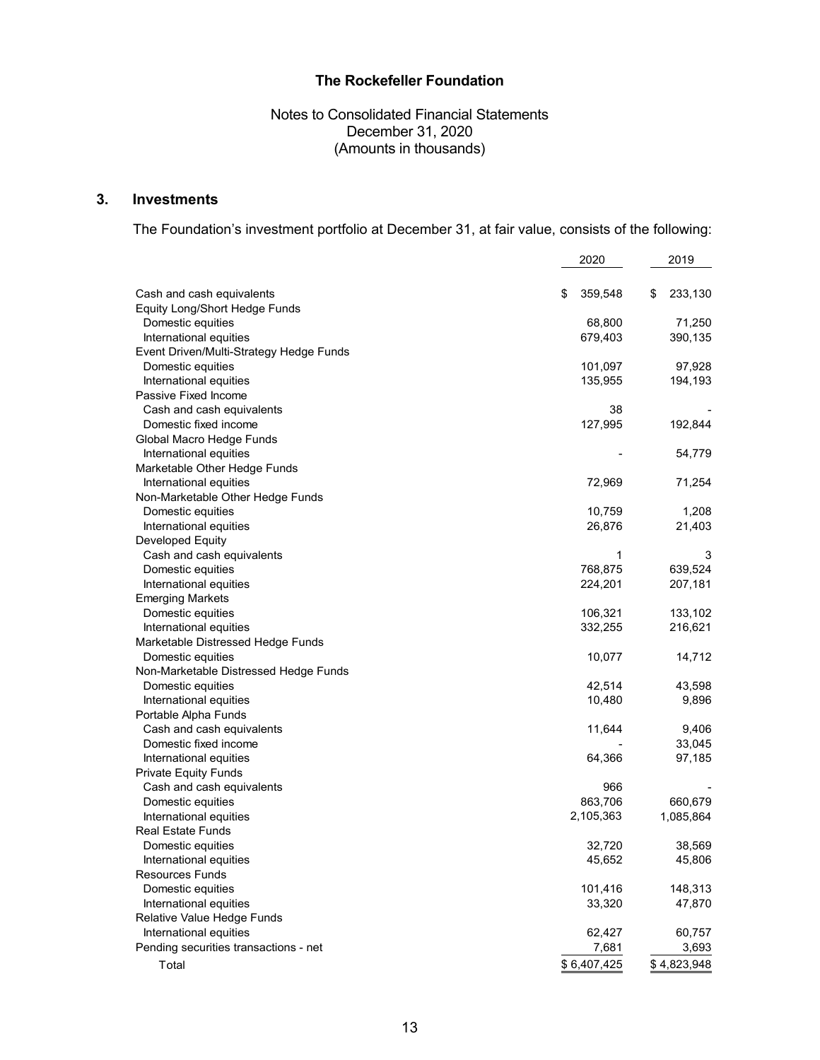# The Rockefeller Foundation

Notes to Consolidated Financial Statements
December 31, 2020
(Amounts in thousands)

## 3. Investments

The Foundation's investment portfolio at December 31, at fair value, consists of the following:

| | 2020 | 2019 |
|---|---|---|
| Cash and cash equivalents | $ 359,548 | $ 233,130 |
| Equity Long/Short Hedge Funds | | |
| Domestic equities | 68,800 | 71,250 |
| International equities | 679,403 | 390,135 |
| Event Driven/Multi-Strategy Hedge Funds | | |
| Domestic equities | 101,097 | 97,928 |
| International equities | 135,955 | 194,193 |
| Passive Fixed Income | | |
| Cash and cash equivalents | 38 | - |
| Domestic fixed income | 127,995 | 192,844 |
| Global Macro Hedge Funds | | |
| International equities | - | 54,779 |
| Marketable Other Hedge Funds | | |
| International equities | 72,969 | 71,254 |
| Non-Marketable Other Hedge Funds | | |
| Domestic equities | 10,759 | 1,208 |
| International equities | 26,876 | 21,403 |
| Developed Equity | | |
| Cash and cash equivalents | 1 | 3 |
| Domestic equities | 768,875 | 639,524 |
| International equities | 224,201 | 207,181 |
| Emerging Markets | | |
| Domestic equities | 106,321 | 133,102 |
| International equities | 332,255 | 216,621 |
| Marketable Distressed Hedge Funds | | |
| Domestic equities | 10,077 | 14,712 |
| Non-Marketable Distressed Hedge Funds | | |
| Domestic equities | 42,514 | 43,598 |
| International equities | 10,480 | 9,896 |
| Portable Alpha Funds | | |
| Cash and cash equivalents | 11,644 | 9,406 |
| Domestic fixed income | - | 33,045 |
| International equities | 64,366 | 97,185 |
| Private Equity Funds | | |
| Cash and cash equivalents | 966 | - |
| Domestic equities | 863,706 | 660,679 |
| International equities | 2,105,363 | 1,085,864 |
| Real Estate Funds | | |
| Domestic equities | 32,720 | 38,569 |
| International equities | 45,652 | 45,806 |
| Resources Funds | | |
| Domestic equities | 101,416 | 148,313 |
| International equities | 33,320 | 47,870 |
| Relative Value Hedge Funds | | |
| International equities | 62,427 | 60,757 |
| Pending securities transactions - net | 7,681 | 3,693 |
| Total | $ 6,407,425 | $ 4,823,948 |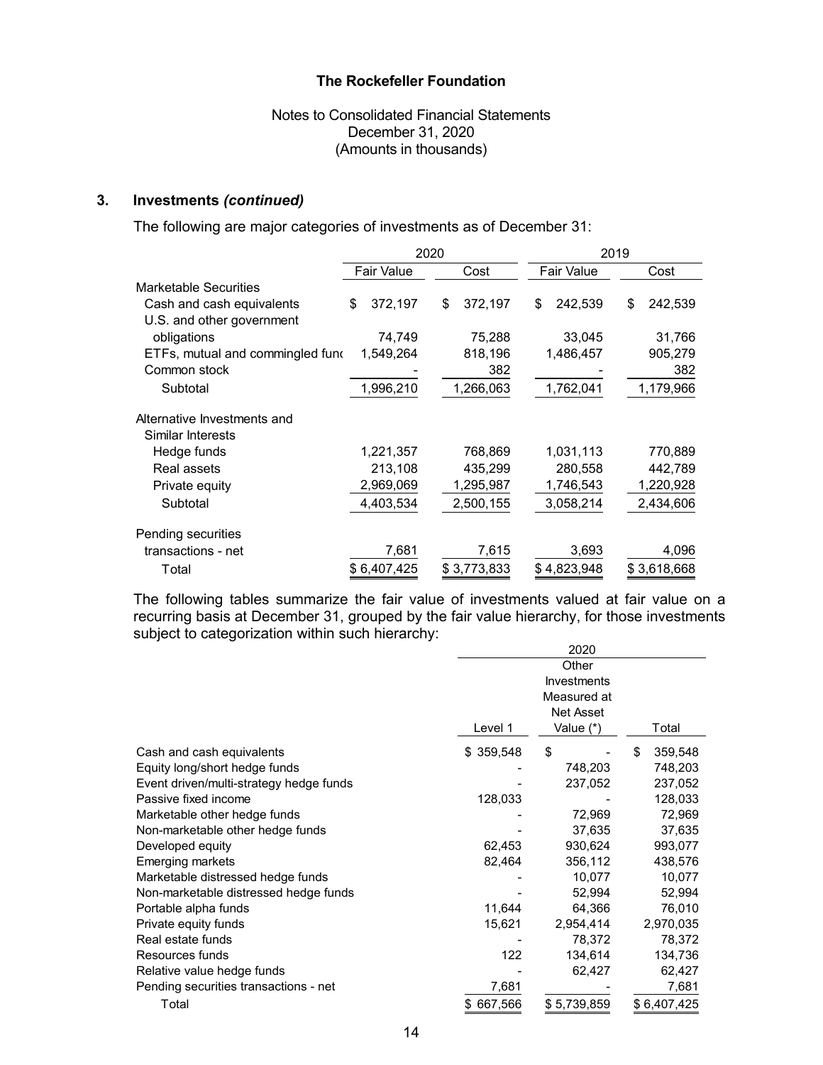**The Rockefeller Foundation**

Notes to Consolidated Financial Statements
December 31, 2020
(Amounts in thousands)

## 3. Investments *(continued)*

The following are major categories of investments as of December 31:

| | 2020 | | 2019 | |
|---|---|---|---|---|
| | Fair Value | Cost | Fair Value | Cost |
| Marketable Securities | | | | |
| Cash and cash equivalents | $ 372,197 | $ 372,197 | $ 242,539 | $ 242,539 |
| U.S. and other government obligations | 74,749 | 75,288 | 33,045 | 31,766 |
| ETFs, mutual and commingled fund | 1,549,264 | 818,196 | 1,486,457 | 905,279 |
| Common stock | - | 382 | - | 382 |
| Subtotal | 1,996,210 | 1,266,063 | 1,762,041 | 1,179,966 |
| Alternative Investments and Similar Interests | | | | |
| Hedge funds | 1,221,357 | 768,869 | 1,031,113 | 770,889 |
| Real assets | 213,108 | 435,299 | 280,558 | 442,789 |
| Private equity | 2,969,069 | 1,295,987 | 1,746,543 | 1,220,928 |
| Subtotal | 4,403,534 | 2,500,155 | 3,058,214 | 2,434,606 |
| Pending securities transactions - net | 7,681 | 7,615 | 3,693 | 4,096 |
| Total | $ 6,407,425 | $ 3,773,833 | $ 4,823,948 | $ 3,618,668 |

The following tables summarize the fair value of investments valued at fair value on a recurring basis at December 31, grouped by the fair value hierarchy, for those investments subject to categorization within such hierarchy:

| | 2020 | | |
|---|---|---|---|
| | Level 1 | Other Investments Measured at Net Asset Value (*) | Total |
| Cash and cash equivalents | $ 359,548 | $ - | $ 359,548 |
| Equity long/short hedge funds | - | 748,203 | 748,203 |
| Event driven/multi-strategy hedge funds | - | 237,052 | 237,052 |
| Passive fixed income | 128,033 | - | 128,033 |
| Marketable other hedge funds | - | 72,969 | 72,969 |
| Non-marketable other hedge funds | - | 37,635 | 37,635 |
| Developed equity | 62,453 | 930,624 | 993,077 |
| Emerging markets | 82,464 | 356,112 | 438,576 |
| Marketable distressed hedge funds | - | 10,077 | 10,077 |
| Non-marketable distressed hedge funds | - | 52,994 | 52,994 |
| Portable alpha funds | 11,644 | 64,366 | 76,010 |
| Private equity funds | 15,621 | 2,954,414 | 2,970,035 |
| Real estate funds | - | 78,372 | 78,372 |
| Resources funds | 122 | 134,614 | 134,736 |
| Relative value hedge funds | - | 62,427 | 62,427 |
| Pending securities transactions - net | 7,681 | - | 7,681 |
| Total | $ 667,566 | $ 5,739,859 | $ 6,407,425 |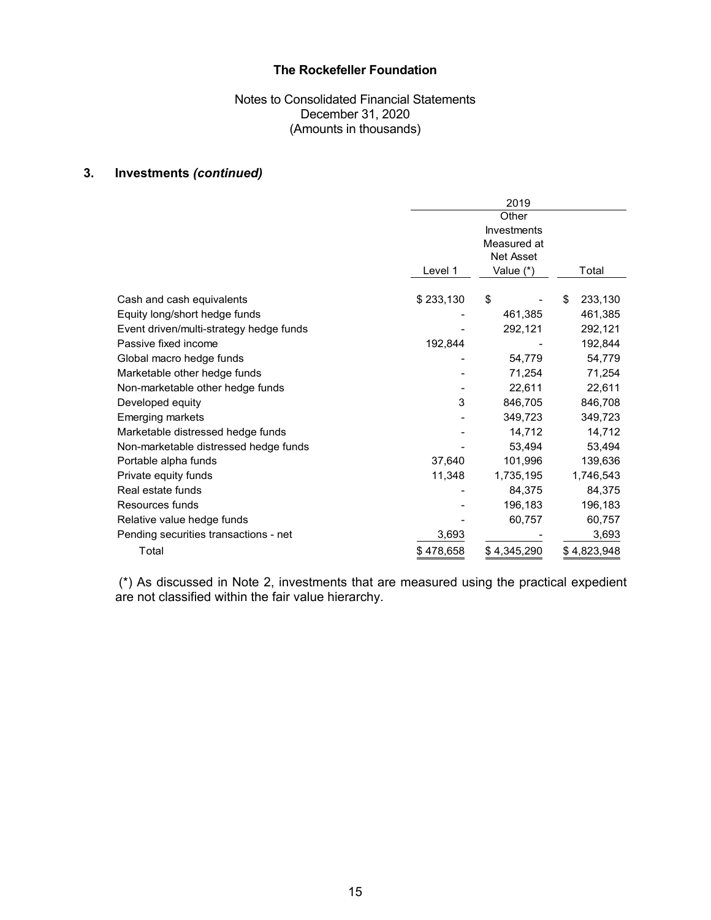# The Rockefeller Foundation

Notes to Consolidated Financial Statements
December 31, 2020
(Amounts in thousands)

## 3. Investments *(continued)*

| | 2019 | | |
|---|---|---|---|
| | Level 1 | Other Investments Measured at Net Asset Value (*) | Total |
| Cash and cash equivalents | $ 233,130 | $ - | $ 233,130 |
| Equity long/short hedge funds | - | 461,385 | 461,385 |
| Event driven/multi-strategy hedge funds | - | 292,121 | 292,121 |
| Passive fixed income | 192,844 | - | 192,844 |
| Global macro hedge funds | - | 54,779 | 54,779 |
| Marketable other hedge funds | - | 71,254 | 71,254 |
| Non-marketable other hedge funds | - | 22,611 | 22,611 |
| Developed equity | 3 | 846,705 | 846,708 |
| Emerging markets | - | 349,723 | 349,723 |
| Marketable distressed hedge funds | - | 14,712 | 14,712 |
| Non-marketable distressed hedge funds | - | 53,494 | 53,494 |
| Portable alpha funds | 37,640 | 101,996 | 139,636 |
| Private equity funds | 11,348 | 1,735,195 | 1,746,543 |
| Real estate funds | - | 84,375 | 84,375 |
| Resources funds | - | 196,183 | 196,183 |
| Relative value hedge funds | - | 60,757 | 60,757 |
| Pending securities transactions - net | 3,693 | - | 3,693 |
| Total | $ 478,658 | $ 4,345,290 | $ 4,823,948 |

(*) As discussed in Note 2, investments that are measured using the practical expedient are not classified within the fair value hierarchy.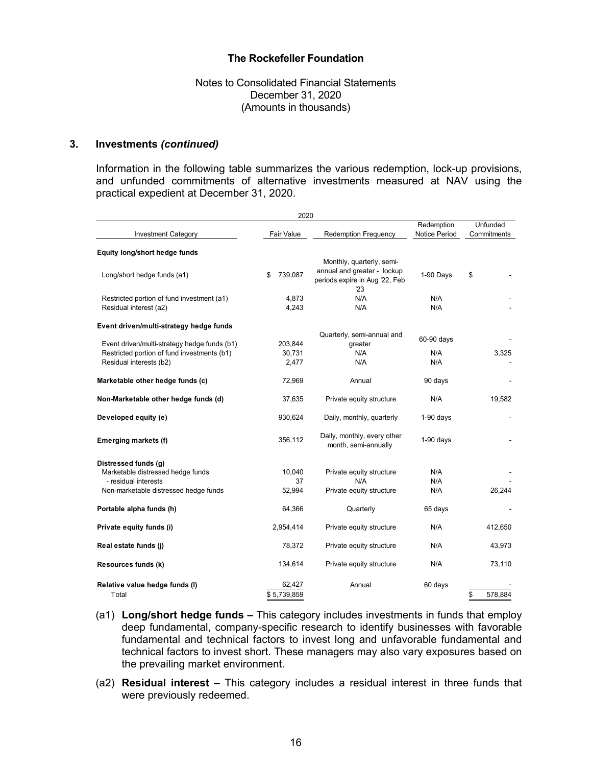## 3. Investments *(continued)*

Information in the following table summarizes the various redemption, lock-up provisions, and unfunded commitments of alternative investments measured at NAV using the practical expedient at December 31, 2020.

| 2020 | | | | |
|---|---|---|---|---|
| Investment Category | Fair Value | Redemption Frequency | Redemption Notice Period | Unfunded Commitments |
| **Equity long/short hedge funds** | | | | |
| Long/short hedge funds (a1) | $ 739,087 | Monthly, quarterly, semi-annual and greater - lockup periods expire in Aug '22, Feb '23 | 1-90 Days | $ - |
| Restricted portion of fund investment (a1) | 4,873 | N/A | N/A | - |
| Residual interest (a2) | 4,243 | N/A | N/A | - |
| **Event driven/multi-strategy hedge funds** | | | | |
| Event driven/multi-strategy hedge funds (b1) | 203,844 | Quarterly, semi-annual and greater | 60-90 days | - |
| Restricted portion of fund investments (b1) | 30,731 | N/A | N/A | 3,325 |
| Residual interests (b2) | 2,477 | N/A | N/A | - |
| **Marketable other hedge funds (c)** | 72,969 | Annual | 90 days | - |
| **Non-Marketable other hedge funds (d)** | 37,635 | Private equity structure | N/A | 19,582 |
| **Developed equity (e)** | 930,624 | Daily, monthly, quarterly | 1-90 days | - |
| **Emerging markets (f)** | 356,112 | Daily, monthly, every other month, semi-annually | 1-90 days | - |
| **Distressed funds (g)** | | | | |
| Marketable distressed hedge funds | 10,040 | Private equity structure | N/A | - |
| - residual interests | 37 | N/A | N/A | - |
| Non-marketable distressed hedge funds | 52,994 | Private equity structure | N/A | 26,244 |
| **Portable alpha funds (h)** | 64,366 | Quarterly | 65 days | - |
| **Private equity funds (i)** | 2,954,414 | Private equity structure | N/A | 412,650 |
| **Real estate funds (j)** | 78,372 | Private equity structure | N/A | 43,973 |
| **Resources funds (k)** | 134,614 | Private equity structure | N/A | 73,110 |
| **Relative value hedge funds (l)** | 62,427 | Annual | 60 days | - |
| Total | $ 5,739,859 | | | $ 578,884 |

(a1) **Long/short hedge funds –** This category includes investments in funds that employ deep fundamental, company-specific research to identify businesses with favorable fundamental and technical factors to invest long and unfavorable fundamental and technical factors to invest short. These managers may also vary exposures based on the prevailing market environment.

(a2) **Residual interest –** This category includes a residual interest in three funds that were previously redeemed.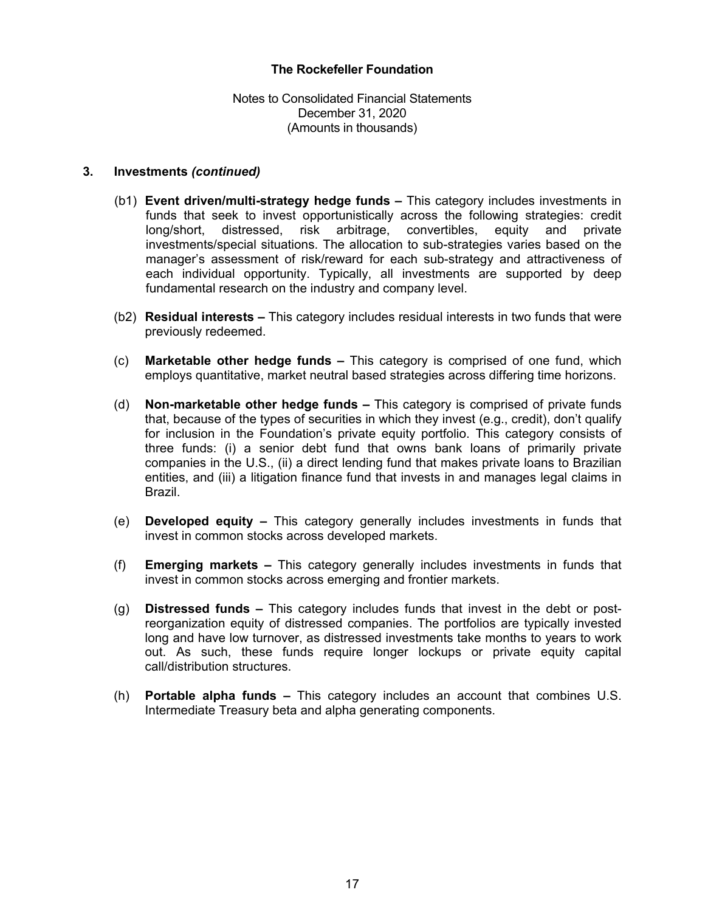### 3. Investments *(continued)*

(b1) **Event driven/multi-strategy hedge funds –** This category includes investments in funds that seek to invest opportunistically across the following strategies: credit long/short, distressed, risk arbitrage, convertibles, equity and private investments/special situations. The allocation to sub-strategies varies based on the manager's assessment of risk/reward for each sub-strategy and attractiveness of each individual opportunity. Typically, all investments are supported by deep fundamental research on the industry and company level.

(b2) **Residual interests –** This category includes residual interests in two funds that were previously redeemed.

(c) **Marketable other hedge funds –** This category is comprised of one fund, which employs quantitative, market neutral based strategies across differing time horizons.

(d) **Non-marketable other hedge funds –** This category is comprised of private funds that, because of the types of securities in which they invest (e.g., credit), don't qualify for inclusion in the Foundation's private equity portfolio. This category consists of three funds: (i) a senior debt fund that owns bank loans of primarily private companies in the U.S., (ii) a direct lending fund that makes private loans to Brazilian entities, and (iii) a litigation finance fund that invests in and manages legal claims in Brazil.

(e) **Developed equity –** This category generally includes investments in funds that invest in common stocks across developed markets.

(f) **Emerging markets –** This category generally includes investments in funds that invest in common stocks across emerging and frontier markets.

(g) **Distressed funds –** This category includes funds that invest in the debt or post-reorganization equity of distressed companies. The portfolios are typically invested long and have low turnover, as distressed investments take months to years to work out. As such, these funds require longer lockups or private equity capital call/distribution structures.

(h) **Portable alpha funds –** This category includes an account that combines U.S. Intermediate Treasury beta and alpha generating components.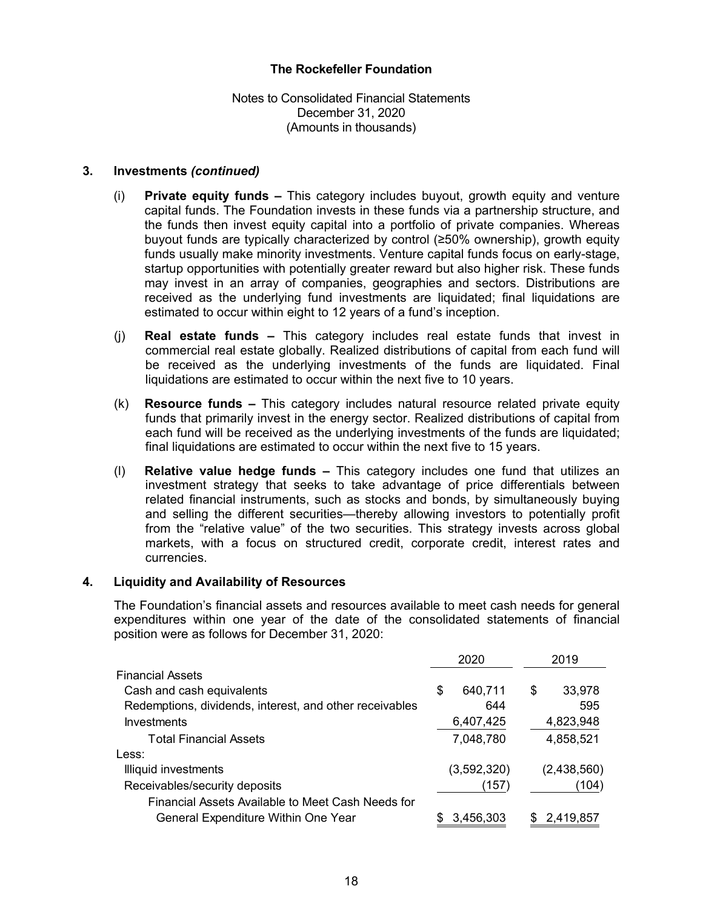## 3. Investments *(continued)*

(i) **Private equity funds –** This category includes buyout, growth equity and venture capital funds. The Foundation invests in these funds via a partnership structure, and the funds then invest equity capital into a portfolio of private companies. Whereas buyout funds are typically characterized by control (≥50% ownership), growth equity funds usually make minority investments. Venture capital funds focus on early-stage, startup opportunities with potentially greater reward but also higher risk. These funds may invest in an array of companies, geographies and sectors. Distributions are received as the underlying fund investments are liquidated; final liquidations are estimated to occur within eight to 12 years of a fund's inception.

(j) **Real estate funds –** This category includes real estate funds that invest in commercial real estate globally. Realized distributions of capital from each fund will be received as the underlying investments of the funds are liquidated. Final liquidations are estimated to occur within the next five to 10 years.

(k) **Resource funds –** This category includes natural resource related private equity funds that primarily invest in the energy sector. Realized distributions of capital from each fund will be received as the underlying investments of the funds are liquidated; final liquidations are estimated to occur within the next five to 15 years.

(l) **Relative value hedge funds –** This category includes one fund that utilizes an investment strategy that seeks to take advantage of price differentials between related financial instruments, such as stocks and bonds, by simultaneously buying and selling the different securities—thereby allowing investors to potentially profit from the "relative value" of the two securities. This strategy invests across global markets, with a focus on structured credit, corporate credit, interest rates and currencies.

## 4. Liquidity and Availability of Resources

The Foundation's financial assets and resources available to meet cash needs for general expenditures within one year of the date of the consolidated statements of financial position were as follows for December 31, 2020:

| | 2020 | 2019 |
|---|---|---|
| Financial Assets | | |
| Cash and cash equivalents | $ 640,711 | $ 33,978 |
| Redemptions, dividends, interest, and other receivables | 644 | 595 |
| Investments | 6,407,425 | 4,823,948 |
| Total Financial Assets | 7,048,780 | 4,858,521 |
| Less: | | |
| Illiquid investments | (3,592,320) | (2,438,560) |
| Receivables/security deposits | (157) | (104) |
| Financial Assets Available to Meet Cash Needs for General Expenditure Within One Year | $ 3,456,303 | $ 2,419,857 |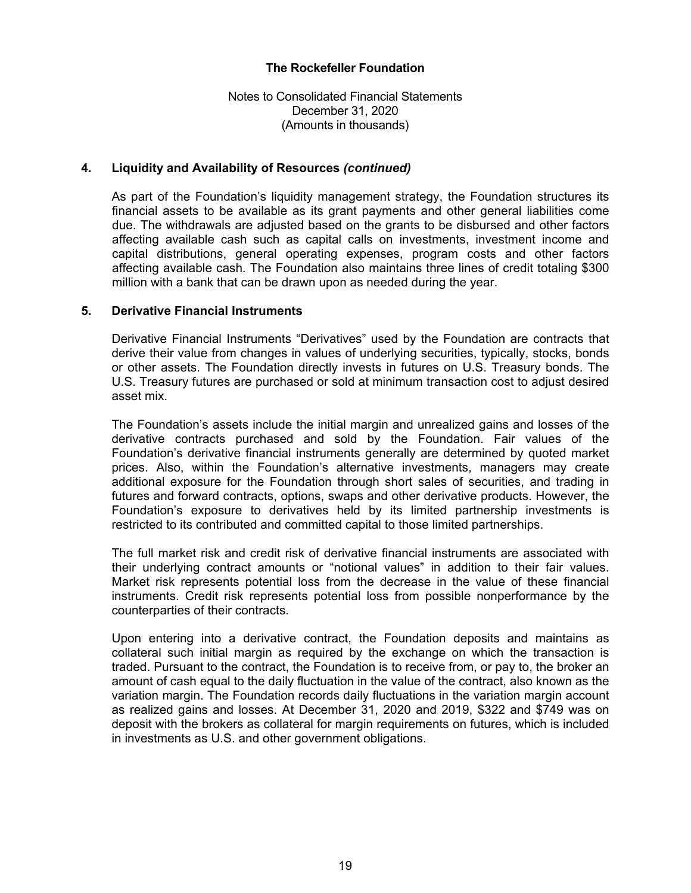### 4. Liquidity and Availability of Resources *(continued)*

As part of the Foundation's liquidity management strategy, the Foundation structures its financial assets to be available as its grant payments and other general liabilities come due. The withdrawals are adjusted based on the grants to be disbursed and other factors affecting available cash such as capital calls on investments, investment income and capital distributions, general operating expenses, program costs and other factors affecting available cash. The Foundation also maintains three lines of credit totaling $300 million with a bank that can be drawn upon as needed during the year.

### 5. Derivative Financial Instruments

Derivative Financial Instruments "Derivatives" used by the Foundation are contracts that derive their value from changes in values of underlying securities, typically, stocks, bonds or other assets. The Foundation directly invests in futures on U.S. Treasury bonds. The U.S. Treasury futures are purchased or sold at minimum transaction cost to adjust desired asset mix.

The Foundation's assets include the initial margin and unrealized gains and losses of the derivative contracts purchased and sold by the Foundation. Fair values of the Foundation's derivative financial instruments generally are determined by quoted market prices. Also, within the Foundation's alternative investments, managers may create additional exposure for the Foundation through short sales of securities, and trading in futures and forward contracts, options, swaps and other derivative products. However, the Foundation's exposure to derivatives held by its limited partnership investments is restricted to its contributed and committed capital to those limited partnerships.

The full market risk and credit risk of derivative financial instruments are associated with their underlying contract amounts or "notional values" in addition to their fair values. Market risk represents potential loss from the decrease in the value of these financial instruments. Credit risk represents potential loss from possible nonperformance by the counterparties of their contracts.

Upon entering into a derivative contract, the Foundation deposits and maintains as collateral such initial margin as required by the exchange on which the transaction is traded. Pursuant to the contract, the Foundation is to receive from, or pay to, the broker an amount of cash equal to the daily fluctuation in the value of the contract, also known as the variation margin. The Foundation records daily fluctuations in the variation margin account as realized gains and losses. At December 31, 2020 and 2019, $322 and $749 was on deposit with the brokers as collateral for margin requirements on futures, which is included in investments as U.S. and other government obligations.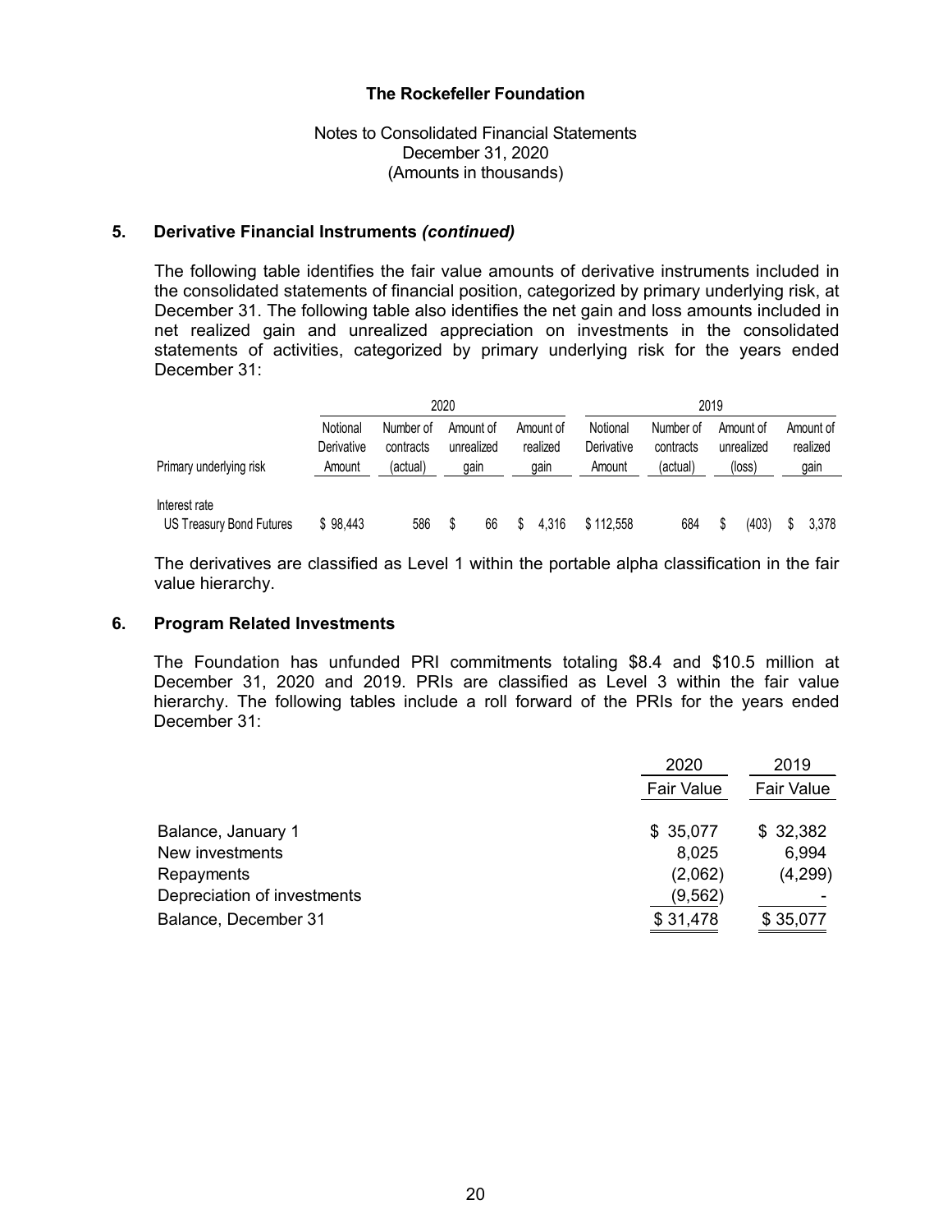**The Rockefeller Foundation**

Notes to Consolidated Financial Statements
December 31, 2020
(Amounts in thousands)

## 5. Derivative Financial Instruments *(continued)*

The following table identifies the fair value amounts of derivative instruments included in the consolidated statements of financial position, categorized by primary underlying risk, at December 31. The following table also identifies the net gain and loss amounts included in net realized gain and unrealized appreciation on investments in the consolidated statements of activities, categorized by primary underlying risk for the years ended December 31:

| | 2020 | | | | 2019 | | | |
|---|---|---|---|---|---|---|---|---|
| Primary underlying risk | Notional Derivative Amount | Number of contracts (actual) | Amount of unrealized gain | Amount of realized gain | Notional Derivative Amount | Number of contracts (actual) | Amount of unrealized (loss) | Amount of realized gain |
| Interest rate | | | | | | | | |
| US Treasury Bond Futures | $ 98,443 | 586 | $ 66 | $ 4,316 | $ 112,558 | 684 | $ (403) | $ 3,378 |

The derivatives are classified as Level 1 within the portable alpha classification in the fair value hierarchy.

## 6. Program Related Investments

The Foundation has unfunded PRI commitments totaling $8.4 and $10.5 million at December 31, 2020 and 2019. PRIs are classified as Level 3 within the fair value hierarchy. The following tables include a roll forward of the PRIs for the years ended December 31:

| | 2020 | 2019 |
|---|---|---|
| | Fair Value | Fair Value |
| Balance, January 1 | $ 35,077 | $ 32,382 |
| New investments | 8,025 | 6,994 |
| Repayments | (2,062) | (4,299) |
| Depreciation of investments | (9,562) | - |
| Balance, December 31 | $ 31,478 | $ 35,077 |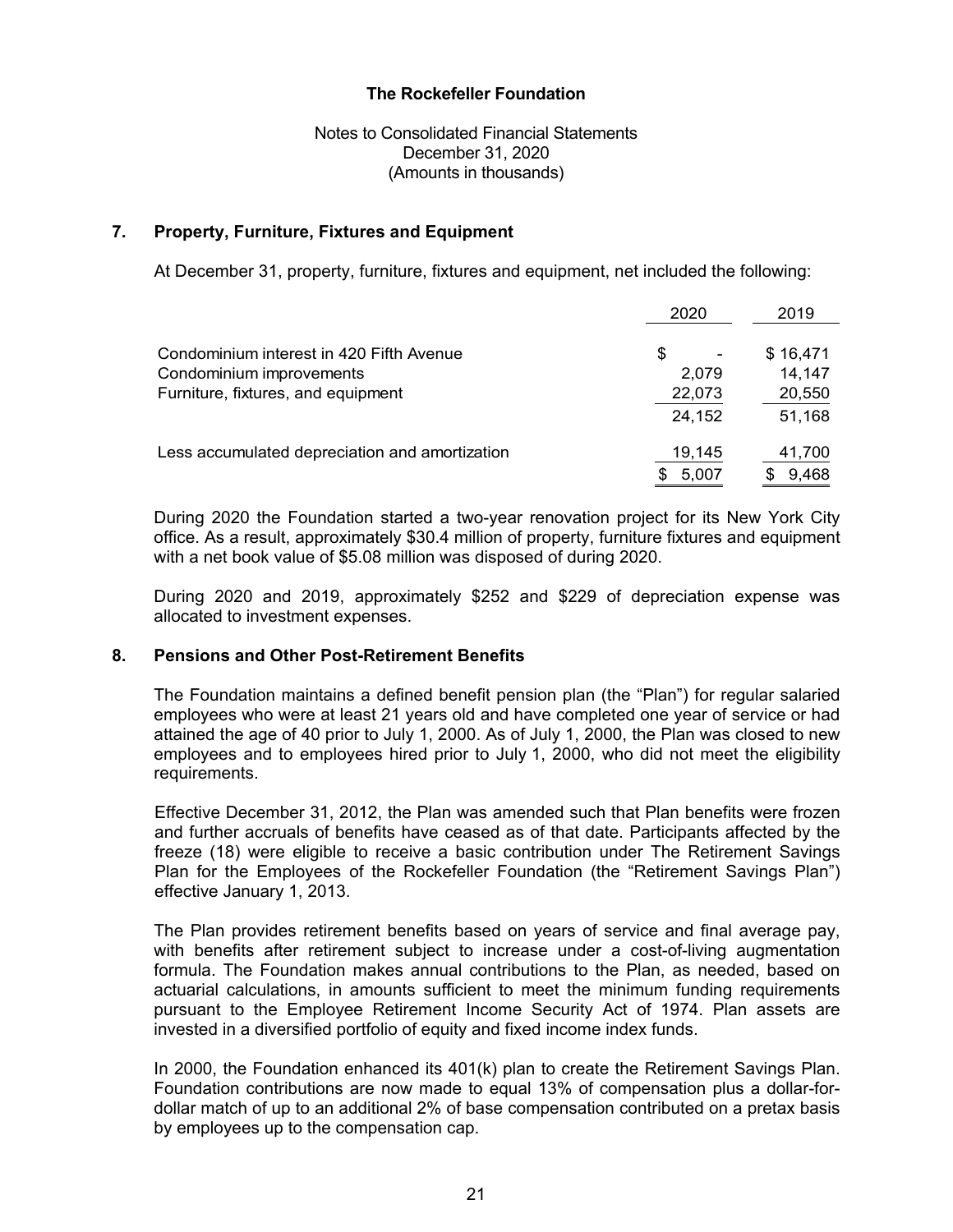**The Rockefeller Foundation**

Notes to Consolidated Financial Statements
December 31, 2020
(Amounts in thousands)

## 7. Property, Furniture, Fixtures and Equipment

At December 31, property, furniture, fixtures and equipment, net included the following:

| | 2020 | 2019 |
|---|---|---|
| Condominium interest in 420 Fifth Avenue | $ - | $ 16,471 |
| Condominium improvements | 2,079 | 14,147 |
| Furniture, fixtures, and equipment | 22,073 | 20,550 |
| | 24,152 | 51,168 |
| Less accumulated depreciation and amortization | 19,145 | 41,700 |
| | $ 5,007 | $ 9,468 |

During 2020 the Foundation started a two-year renovation project for its New York City office. As a result, approximately $30.4 million of property, furniture fixtures and equipment with a net book value of $5.08 million was disposed of during 2020.

During 2020 and 2019, approximately $252 and $229 of depreciation expense was allocated to investment expenses.

## 8. Pensions and Other Post-Retirement Benefits

The Foundation maintains a defined benefit pension plan (the "Plan") for regular salaried employees who were at least 21 years old and have completed one year of service or had attained the age of 40 prior to July 1, 2000. As of July 1, 2000, the Plan was closed to new employees and to employees hired prior to July 1, 2000, who did not meet the eligibility requirements.

Effective December 31, 2012, the Plan was amended such that Plan benefits were frozen and further accruals of benefits have ceased as of that date. Participants affected by the freeze (18) were eligible to receive a basic contribution under The Retirement Savings Plan for the Employees of the Rockefeller Foundation (the "Retirement Savings Plan") effective January 1, 2013.

The Plan provides retirement benefits based on years of service and final average pay, with benefits after retirement subject to increase under a cost-of-living augmentation formula. The Foundation makes annual contributions to the Plan, as needed, based on actuarial calculations, in amounts sufficient to meet the minimum funding requirements pursuant to the Employee Retirement Income Security Act of 1974. Plan assets are invested in a diversified portfolio of equity and fixed income index funds.

In 2000, the Foundation enhanced its 401(k) plan to create the Retirement Savings Plan. Foundation contributions are now made to equal 13% of compensation plus a dollar-for-dollar match of up to an additional 2% of base compensation contributed on a pretax basis by employees up to the compensation cap.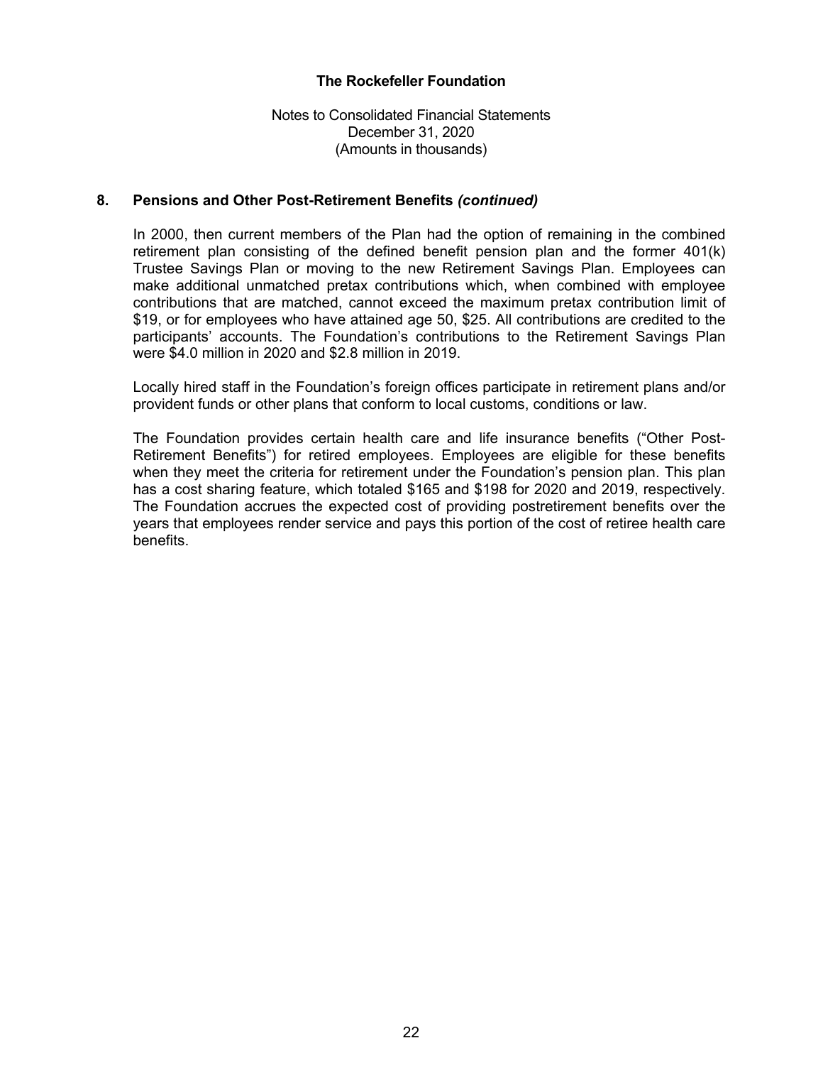## 8. Pensions and Other Post-Retirement Benefits *(continued)*

In 2000, then current members of the Plan had the option of remaining in the combined retirement plan consisting of the defined benefit pension plan and the former 401(k) Trustee Savings Plan or moving to the new Retirement Savings Plan. Employees can make additional unmatched pretax contributions which, when combined with employee contributions that are matched, cannot exceed the maximum pretax contribution limit of $19, or for employees who have attained age 50, $25. All contributions are credited to the participants' accounts. The Foundation's contributions to the Retirement Savings Plan were $4.0 million in 2020 and $2.8 million in 2019.

Locally hired staff in the Foundation's foreign offices participate in retirement plans and/or provident funds or other plans that conform to local customs, conditions or law.

The Foundation provides certain health care and life insurance benefits ("Other Post-Retirement Benefits") for retired employees. Employees are eligible for these benefits when they meet the criteria for retirement under the Foundation's pension plan. This plan has a cost sharing feature, which totaled $165 and $198 for 2020 and 2019, respectively. The Foundation accrues the expected cost of providing postretirement benefits over the years that employees render service and pays this portion of the cost of retiree health care benefits.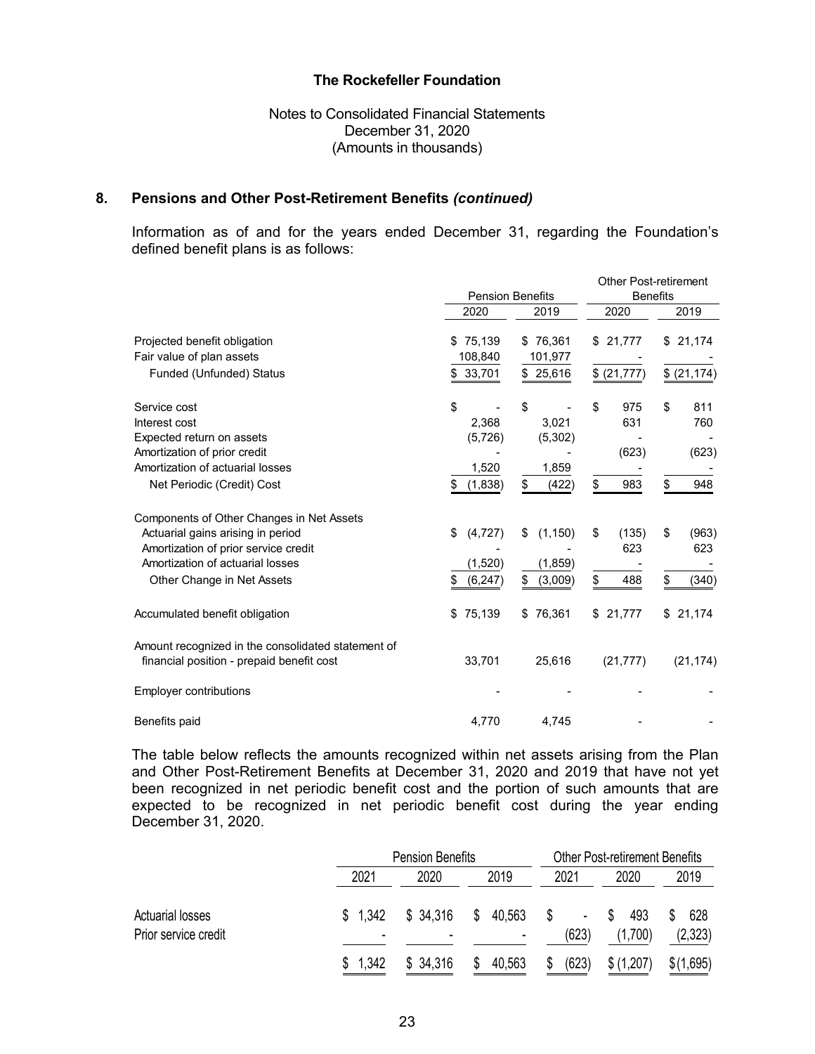**The Rockefeller Foundation**

Notes to Consolidated Financial Statements
December 31, 2020
(Amounts in thousands)

## 8. Pensions and Other Post-Retirement Benefits *(continued)*

Information as of and for the years ended December 31, regarding the Foundation's defined benefit plans is as follows:

| | Pension Benefits | | Other Post-retirement Benefits | |
|---|---|---|---|---|
| | 2020 | 2019 | 2020 | 2019 |
| Projected benefit obligation | $ 75,139 | $ 76,361 | $ 21,777 | $ 21,174 |
| Fair value of plan assets | 108,840 | 101,977 | - | - |
| Funded (Unfunded) Status | $ 33,701 | $ 25,616 | $ (21,777) | $ (21,174) |
| | | | | |
| Service cost | $ - | $ - | $ 975 | $ 811 |
| Interest cost | 2,368 | 3,021 | 631 | 760 |
| Expected return on assets | (5,726) | (5,302) | - | - |
| Amortization of prior credit | - | - | (623) | (623) |
| Amortization of actuarial losses | 1,520 | 1,859 | - | - |
| Net Periodic (Credit) Cost | $ (1,838) | $ (422) | $ 983 | $ 948 |
| | | | | |
| Components of Other Changes in Net Assets | | | | |
| Actuarial gains arising in period | $ (4,727) | $ (1,150) | $ (135) | $ (963) |
| Amortization of prior service credit | - | - | 623 | 623 |
| Amortization of actuarial losses | (1,520) | (1,859) | - | - |
| Other Change in Net Assets | $ (6,247) | $ (3,009) | $ 488 | $ (340) |
| | | | | |
| Accumulated benefit obligation | $ 75,139 | $ 76,361 | $ 21,777 | $ 21,174 |
| | | | | |
| Amount recognized in the consolidated statement of financial position - prepaid benefit cost | 33,701 | 25,616 | (21,777) | (21,174) |
| | | | | |
| Employer contributions | - | - | - | - |
| | | | | |
| Benefits paid | 4,770 | 4,745 | - | - |

The table below reflects the amounts recognized within net assets arising from the Plan and Other Post-Retirement Benefits at December 31, 2020 and 2019 that have not yet been recognized in net periodic benefit cost and the portion of such amounts that are expected to be recognized in net periodic benefit cost during the year ending December 31, 2020.

| | Pension Benefits | | | Other Post-retirement Benefits | | |
|---|---|---|---|---|---|---|
| | 2021 | 2020 | 2019 | 2021 | 2020 | 2019 |
| Actuarial losses | $ 1,342 | $ 34,316 | $ 40,563 | $ - | $ 493 | $ 628 |
| Prior service credit | - | - | - | (623) | (1,700) | (2,323) |
| | $ 1,342 | $ 34,316 | $ 40,563 | $ (623) | $ (1,207) | $ (1,695) |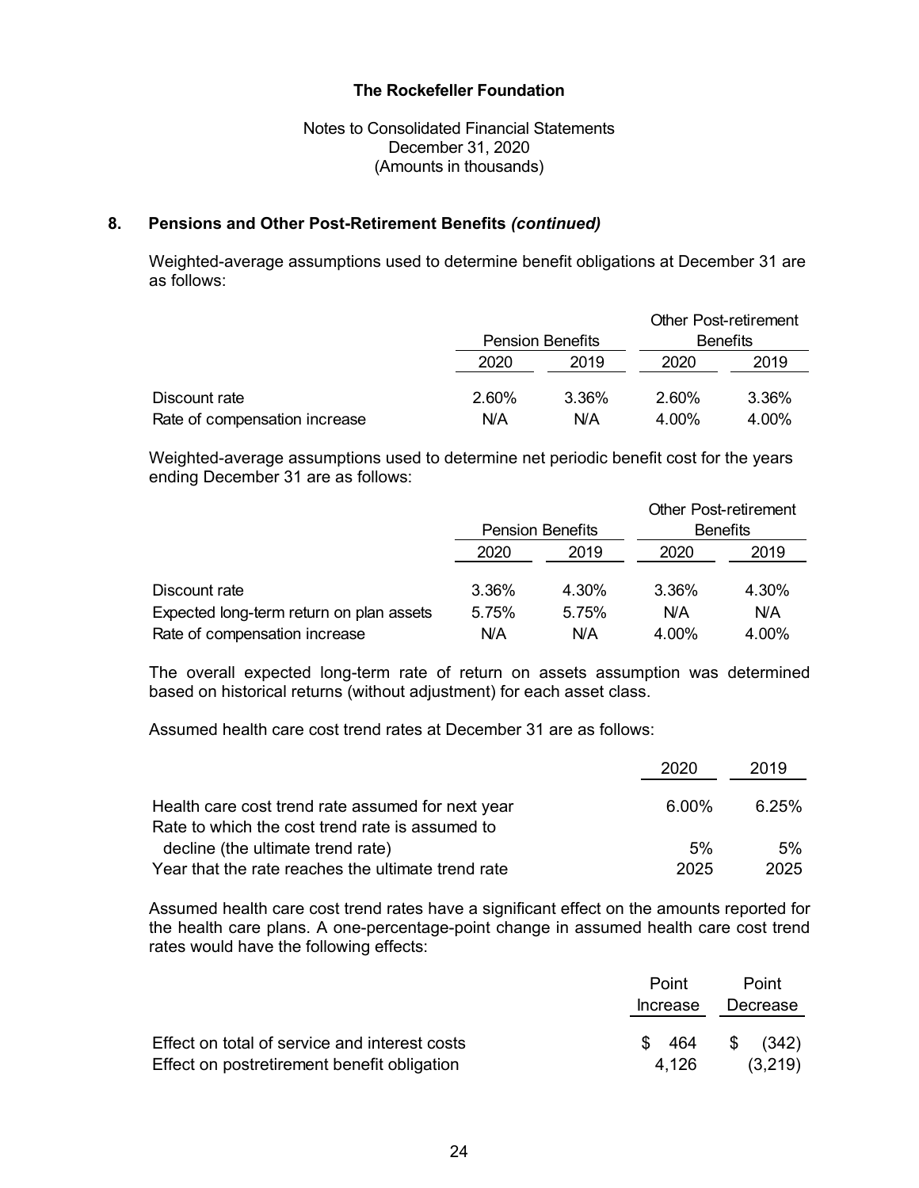# The Rockefeller Foundation

Notes to Consolidated Financial Statements
December 31, 2020
(Amounts in thousands)

## 8. Pensions and Other Post-Retirement Benefits *(continued)*

Weighted-average assumptions used to determine benefit obligations at December 31 are as follows:

| | Pension Benefits | | Other Post-retirement Benefits | |
|---|---|---|---|---|
| | 2020 | 2019 | 2020 | 2019 |
| Discount rate | 2.60% | 3.36% | 2.60% | 3.36% |
| Rate of compensation increase | N/A | N/A | 4.00% | 4.00% |

Weighted-average assumptions used to determine net periodic benefit cost for the years ending December 31 are as follows:

| | Pension Benefits | | Other Post-retirement Benefits | |
|---|---|---|---|---|
| | 2020 | 2019 | 2020 | 2019 |
| Discount rate | 3.36% | 4.30% | 3.36% | 4.30% |
| Expected long-term return on plan assets | 5.75% | 5.75% | N/A | N/A |
| Rate of compensation increase | N/A | N/A | 4.00% | 4.00% |

The overall expected long-term rate of return on assets assumption was determined based on historical returns (without adjustment) for each asset class.

Assumed health care cost trend rates at December 31 are as follows:

| | 2020 | 2019 |
|---|---|---|
| Health care cost trend rate assumed for next year | 6.00% | 6.25% |
| Rate to which the cost trend rate is assumed to decline (the ultimate trend rate) | 5% | 5% |
| Year that the rate reaches the ultimate trend rate | 2025 | 2025 |

Assumed health care cost trend rates have a significant effect on the amounts reported for the health care plans. A one-percentage-point change in assumed health care cost trend rates would have the following effects:

| | Point Increase | Point Decrease |
|---|---|---|
| Effect on total of service and interest costs | $ 464 | $ (342) |
| Effect on postretirement benefit obligation | 4,126 | (3,219) |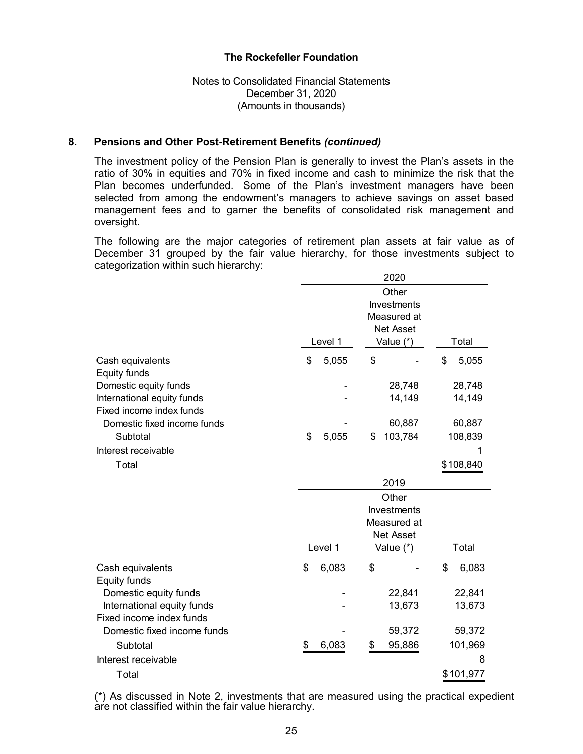**The Rockefeller Foundation**

Notes to Consolidated Financial Statements
December 31, 2020
(Amounts in thousands)

## 8. Pensions and Other Post-Retirement Benefits *(continued)*

The investment policy of the Pension Plan is generally to invest the Plan's assets in the ratio of 30% in equities and 70% in fixed income and cash to minimize the risk that the Plan becomes underfunded. Some of the Plan's investment managers have been selected from among the endowment's managers to achieve savings on asset based management fees and to garner the benefits of consolidated risk management and oversight.

The following are the major categories of retirement plan assets at fair value as of December 31 grouped by the fair value hierarchy, for those investments subject to categorization within such hierarchy:

| | 2020 | | |
|---|---|---|---|
| | Level 1 | Other Investments Measured at Net Asset Value (*) | Total |
| Cash equivalents | $ 5,055 | $ - | $ 5,055 |
| Equity funds | | | |
| Domestic equity funds | - | 28,748 | 28,748 |
| International equity funds | - | 14,149 | 14,149 |
| Fixed income index funds | | | |
| Domestic fixed income funds | - | 60,887 | 60,887 |
| Subtotal | $ 5,055 | $ 103,784 | 108,839 |
| Interest receivable | | | 1 |
| Total | | | $108,840 |

| | 2019 | | |
|---|---|---|---|
| | Level 1 | Other Investments Measured at Net Asset Value (*) | Total |
| Cash equivalents | $ 6,083 | $ - | $ 6,083 |
| Equity funds | | | |
| Domestic equity funds | - | 22,841 | 22,841 |
| International equity funds | - | 13,673 | 13,673 |
| Fixed income index funds | | | |
| Domestic fixed income funds | - | 59,372 | 59,372 |
| Subtotal | $ 6,083 | $ 95,886 | 101,969 |
| Interest receivable | | | 8 |
| Total | | | $101,977 |

(*) As discussed in Note 2, investments that are measured using the practical expedient are not classified within the fair value hierarchy.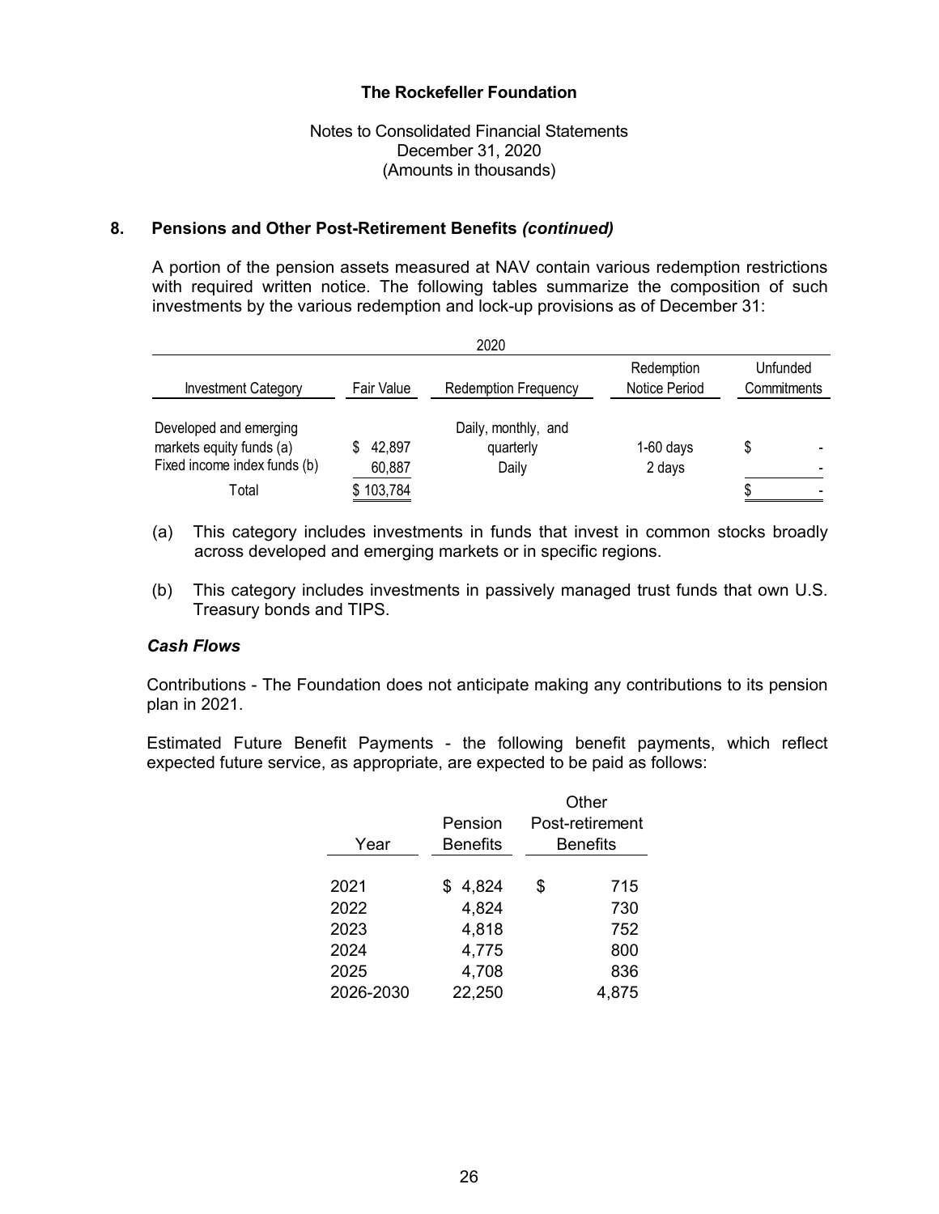## The Rockefeller Foundation

Notes to Consolidated Financial Statements
December 31, 2020
(Amounts in thousands)

### 8. Pensions and Other Post-Retirement Benefits *(continued)*

A portion of the pension assets measured at NAV contain various redemption restrictions with required written notice. The following tables summarize the composition of such investments by the various redemption and lock-up provisions as of December 31:

| 2020 | | | | |
|---|---|---|---|---|
| Investment Category | Fair Value | Redemption Frequency | Redemption Notice Period | Unfunded Commitments |
| Developed and emerging markets equity funds (a) | $ 42,897 | Daily, monthly, and quarterly | 1-60 days | $ - |
| Fixed income index funds (b) | 60,887 | Daily | 2 days | - |
| Total | $ 103,784 | | | $ - |

(a) This category includes investments in funds that invest in common stocks broadly across developed and emerging markets or in specific regions.

(b) This category includes investments in passively managed trust funds that own U.S. Treasury bonds and TIPS.

### *Cash Flows*

Contributions - The Foundation does not anticipate making any contributions to its pension plan in 2021.

Estimated Future Benefit Payments - the following benefit payments, which reflect expected future service, as appropriate, are expected to be paid as follows:

| Year | Pension Benefits | Other Post-retirement Benefits |
|---|---|---|
| 2021 | $ 4,824 | $ 715 |
| 2022 | 4,824 | 730 |
| 2023 | 4,818 | 752 |
| 2024 | 4,775 | 800 |
| 2025 | 4,708 | 836 |
| 2026-2030 | 22,250 | 4,875 |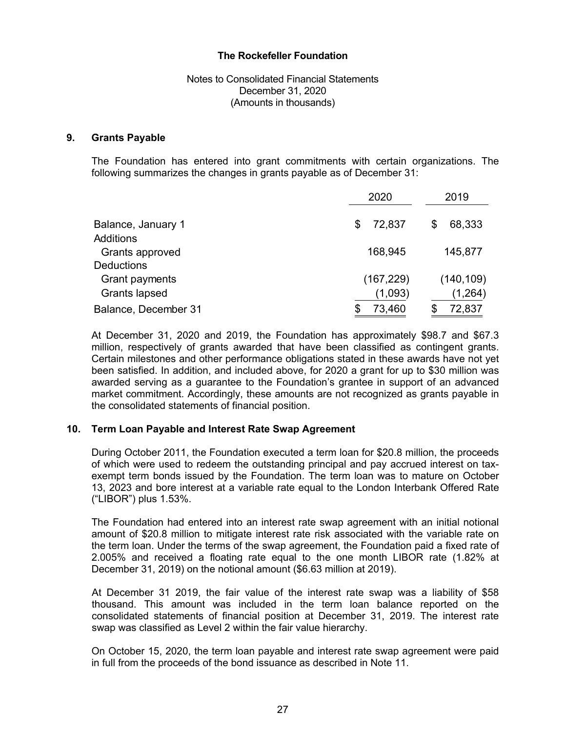**The Rockefeller Foundation**

Notes to Consolidated Financial Statements
December 31, 2020
(Amounts in thousands)

## 9. Grants Payable

The Foundation has entered into grant commitments with certain organizations. The following summarizes the changes in grants payable as of December 31:

| | 2020 | 2019 |
|---|---|---|
| Balance, January 1 | $ 72,837 | $ 68,333 |
| Additions | | |
| Grants approved | 168,945 | 145,877 |
| Deductions | | |
| Grant payments | (167,229) | (140,109) |
| Grants lapsed | (1,093) | (1,264) |
| Balance, December 31 | $ 73,460 | $ 72,837 |

At December 31, 2020 and 2019, the Foundation has approximately $98.7 and $67.3 million, respectively of grants awarded that have been classified as contingent grants. Certain milestones and other performance obligations stated in these awards have not yet been satisfied. In addition, and included above, for 2020 a grant for up to $30 million was awarded serving as a guarantee to the Foundation's grantee in support of an advanced market commitment. Accordingly, these amounts are not recognized as grants payable in the consolidated statements of financial position.

## 10. Term Loan Payable and Interest Rate Swap Agreement

During October 2011, the Foundation executed a term loan for $20.8 million, the proceeds of which were used to redeem the outstanding principal and pay accrued interest on tax-exempt term bonds issued by the Foundation. The term loan was to mature on October 13, 2023 and bore interest at a variable rate equal to the London Interbank Offered Rate ("LIBOR") plus 1.53%.

The Foundation had entered into an interest rate swap agreement with an initial notional amount of $20.8 million to mitigate interest rate risk associated with the variable rate on the term loan. Under the terms of the swap agreement, the Foundation paid a fixed rate of 2.005% and received a floating rate equal to the one month LIBOR rate (1.82% at December 31, 2019) on the notional amount ($6.63 million at 2019).

At December 31 2019, the fair value of the interest rate swap was a liability of $58 thousand. This amount was included in the term loan balance reported on the consolidated statements of financial position at December 31, 2019. The interest rate swap was classified as Level 2 within the fair value hierarchy.

On October 15, 2020, the term loan payable and interest rate swap agreement were paid in full from the proceeds of the bond issuance as described in Note 11.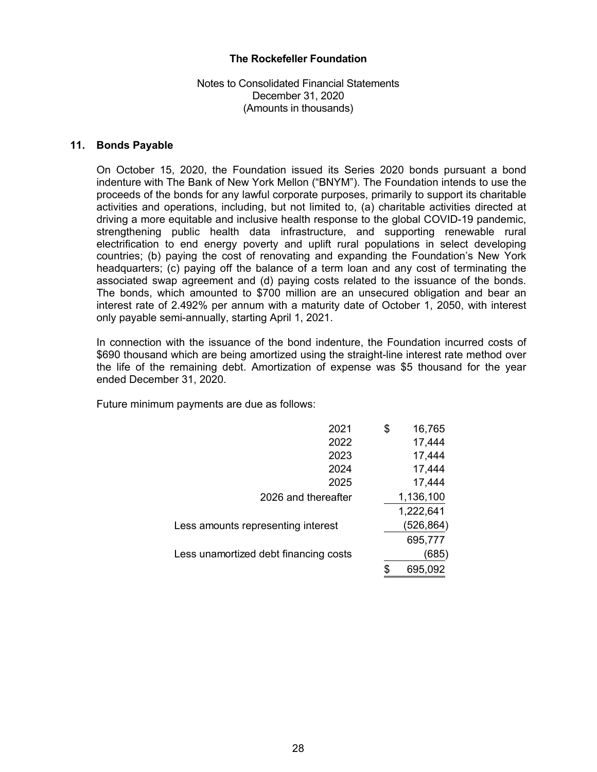## 11. Bonds Payable

On October 15, 2020, the Foundation issued its Series 2020 bonds pursuant a bond indenture with The Bank of New York Mellon ("BNYM"). The Foundation intends to use the proceeds of the bonds for any lawful corporate purposes, primarily to support its charitable activities and operations, including, but not limited to, (a) charitable activities directed at driving a more equitable and inclusive health response to the global COVID-19 pandemic, strengthening public health data infrastructure, and supporting renewable rural electrification to end energy poverty and uplift rural populations in select developing countries; (b) paying the cost of renovating and expanding the Foundation's New York headquarters; (c) paying off the balance of a term loan and any cost of terminating the associated swap agreement and (d) paying costs related to the issuance of the bonds. The bonds, which amounted to $700 million are an unsecured obligation and bear an interest rate of 2.492% per annum with a maturity date of October 1, 2050, with interest only payable semi-annually, starting April 1, 2021.

In connection with the issuance of the bond indenture, the Foundation incurred costs of $690 thousand which are being amortized using the straight-line interest rate method over the life of the remaining debt. Amortization of expense was $5 thousand for the year ended December 31, 2020.

Future minimum payments are due as follows:

| | |
|---|---|
| 2021 | $ 16,765 |
| 2022 | 17,444 |
| 2023 | 17,444 |
| 2024 | 17,444 |
| 2025 | 17,444 |
| 2026 and thereafter | 1,136,100 |
| | 1,222,641 |
| Less amounts representing interest | (526,864) |
| | 695,777 |
| Less unamortized debt financing costs | (685) |
| | $ 695,092 |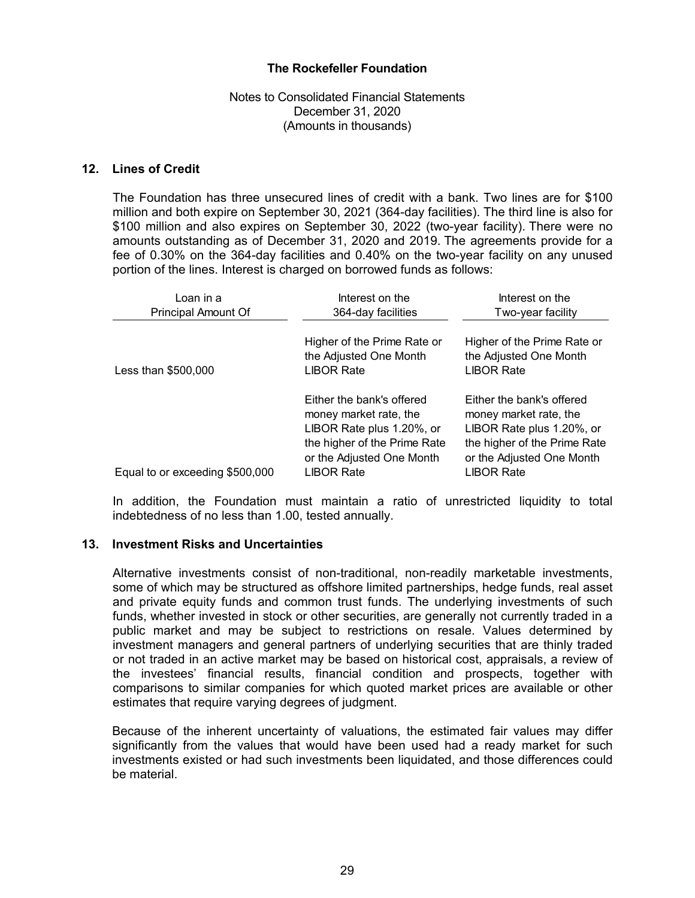## 12. Lines of Credit

The Foundation has three unsecured lines of credit with a bank. Two lines are for $100 million and both expire on September 30, 2021 (364-day facilities). The third line is also for $100 million and also expires on September 30, 2022 (two-year facility). There were no amounts outstanding as of December 31, 2020 and 2019. The agreements provide for a fee of 0.30% on the 364-day facilities and 0.40% on the two-year facility on any unused portion of the lines. Interest is charged on borrowed funds as follows:

| Loan in a Principal Amount Of | Interest on the 364-day facilities | Interest on the Two-year facility |
|---|---|---|
| Less than $500,000 | Higher of the Prime Rate or the Adjusted One Month LIBOR Rate | Higher of the Prime Rate or the Adjusted One Month LIBOR Rate |
| Equal to or exceeding $500,000 | Either the bank's offered money market rate, the LIBOR Rate plus 1.20%, or the higher of the Prime Rate or the Adjusted One Month LIBOR Rate | Either the bank's offered money market rate, the LIBOR Rate plus 1.20%, or the higher of the Prime Rate or the Adjusted One Month LIBOR Rate |

In addition, the Foundation must maintain a ratio of unrestricted liquidity to total indebtedness of no less than 1.00, tested annually.

## 13. Investment Risks and Uncertainties

Alternative investments consist of non-traditional, non-readily marketable investments, some of which may be structured as offshore limited partnerships, hedge funds, real asset and private equity funds and common trust funds. The underlying investments of such funds, whether invested in stock or other securities, are generally not currently traded in a public market and may be subject to restrictions on resale. Values determined by investment managers and general partners of underlying securities that are thinly traded or not traded in an active market may be based on historical cost, appraisals, a review of the investees' financial results, financial condition and prospects, together with comparisons to similar companies for which quoted market prices are available or other estimates that require varying degrees of judgment.

Because of the inherent uncertainty of valuations, the estimated fair values may differ significantly from the values that would have been used had a ready market for such investments existed or had such investments been liquidated, and those differences could be material.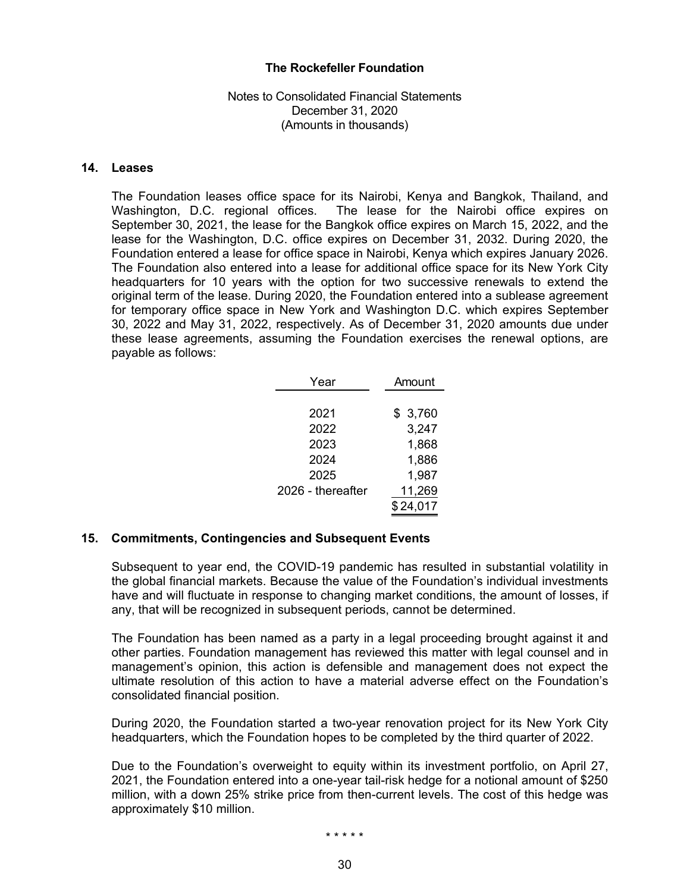# The Rockefeller Foundation

Notes to Consolidated Financial Statements
December 31, 2020
(Amounts in thousands)

## 14. Leases

The Foundation leases office space for its Nairobi, Kenya and Bangkok, Thailand, and Washington, D.C. regional offices. The lease for the Nairobi office expires on September 30, 2021, the lease for the Bangkok office expires on March 15, 2022, and the lease for the Washington, D.C. office expires on December 31, 2032. During 2020, the Foundation entered a lease for office space in Nairobi, Kenya which expires January 2026. The Foundation also entered into a lease for additional office space for its New York City headquarters for 10 years with the option for two successive renewals to extend the original term of the lease. During 2020, the Foundation entered into a sublease agreement for temporary office space in New York and Washington D.C. which expires September 30, 2022 and May 31, 2022, respectively. As of December 31, 2020 amounts due under these lease agreements, assuming the Foundation exercises the renewal options, are payable as follows:

| Year | Amount |
|---|---|
| 2021 | $ 3,760 |
| 2022 | 3,247 |
| 2023 | 1,868 |
| 2024 | 1,886 |
| 2025 | 1,987 |
| 2026 - thereafter | 11,269 |
| | $ 24,017 |

## 15. Commitments, Contingencies and Subsequent Events

Subsequent to year end, the COVID-19 pandemic has resulted in substantial volatility in the global financial markets. Because the value of the Foundation's individual investments have and will fluctuate in response to changing market conditions, the amount of losses, if any, that will be recognized in subsequent periods, cannot be determined.

The Foundation has been named as a party in a legal proceeding brought against it and other parties. Foundation management has reviewed this matter with legal counsel and in management's opinion, this action is defensible and management does not expect the ultimate resolution of this action to have a material adverse effect on the Foundation's consolidated financial position.

During 2020, the Foundation started a two-year renovation project for its New York City headquarters, which the Foundation hopes to be completed by the third quarter of 2022.

Due to the Foundation's overweight to equity within its investment portfolio, on April 27, 2021, the Foundation entered into a one-year tail-risk hedge for a notional amount of $250 million, with a down 25% strike price from then-current levels. The cost of this hedge was approximately $10 million.

\* \* \* \* \*